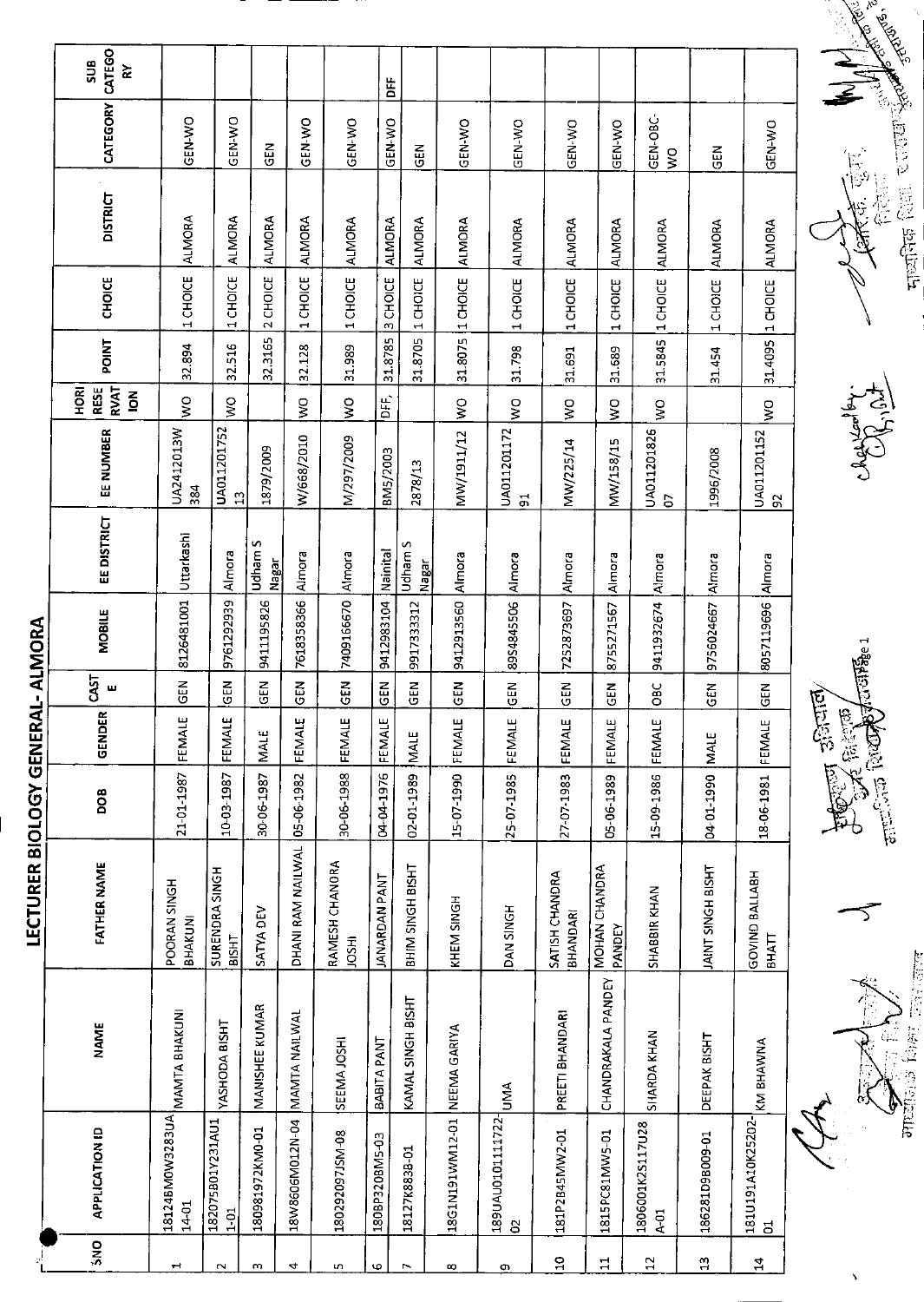# LECTURER BIOLOGY GENERAL- ALMORA

| SNO | APPLICATION ID | NAME | FATHER NAME | DOB | GENDER | CASTE | MOBILE | EE DISTRICT | EE NUMBER | HORI RESERVATION | POINT | CHOICE | DISTRICT | CATEGORY | SUB CATEGORY |
|---|---|---|---|---|---|---|---|---|---|---|---|---|---|---|---|
| 1 | 18124BM0W3283UA14-01 | MAMTA BHAKUNI | POORAN SINGH BHAKUNI | 21-01-1987 | FEMALE | GEN | 8126481001 | Uttarkashi | UA2412013W384 | WO | 32.894 | 1 CHOICE | ALMORA | GEN-WO | |
| 2 | 182075B01Y231AU11-01 | YASHODA BISHT | SURENDRA SINGH BISHT | 10-03-1987 | FEMALE | GEN | 9761292939 | Almora | UA01120175213 | WO | 32.516 | 1 CHOICE | ALMORA | GEN-WO | |
| 3 | 18098972KM0-01 | MANISHEE KUMAR | SATYA DEV | 30-06-1987 | MALE | GEN | 9411195826 | Udham S Nagar | 1879/2009 | | 32.3165 | 2 CHOICE | ALMORA | GEN | |
| 4 | 18W8606M012N-04 | MAMTA NAILWAL | DHANI RAM NAILWAL | 05-06-1982 | FEMALE | GEN | 7618358366 | Almora | W/668/2010 | WO | 32.128 | 1 CHOICE | ALMORA | GEN-WO | |
| 5 | 18029209 7JSM-08 | SEEMA JOSHI | RAMESH CHANDRA JOSHI | 30-06-1988 | FEMALE | GEN | 7409166670 | Almora | M/297/2009 | WO | 31.989 | 1 CHOICE | ALMORA | GEN-WO | |
| 6 | 180BP3208M5-03 | BABITA PANT | JANARDAN PANT | 04-04-1976 | FEMALE | GEN | 9412983104 | Nainital | BM5/2003 | DFF, | 31.8785 | 3 CHOICE | ALMORA | GEN-WO | DFF |
| 7 | 18127K8838-01 | KAMAL SINGH BISHT | BHIM SINGH BISHT | 02-01-1989 | MALE | GEN | 9917333312 | Udham S Nagar | 2878/13 | | 31.8705 | 1 CHOICE | ALMORA | GEN | |
| 8 | 18G1N191WM12-01 | NEEMA GARIYA | KHEM SINGH | 15-07-1990 | FEMALE | GEN | 9412913560 | Almora | MW/1911/12 | WO | 31.8075 | 1 CHOICE | ALMORA | GEN-WO | |
| 9 | 189UAU0101111722-02 | UMA | DAN SINGH | 25-07-1985 | FEMALE | GEN | 8954845506 | Almora | UA0112011729 1 | WO | 31.798 | 1 CHOICE | ALMORA | GEN-WO | |
| 10 | 181P2845MW2-01 | PREETI BHANDARI | SATISH CHANDRA BHANDARI | 27-07-1983 | FEMALE | GEN | 7252873697 | Almora | MW/225/14 | WO | 31.691 | 1 CHOICE | ALMORA | GEN-WO | |
| 11 | 1815PC81MW5-01 | CHANDRAKALA PANDEY | MOHAN CHANDRA PANDEY | 05-06-1989 | FEMALE | GEN | 8755271567 | Almora | MW/158/15 | WO | 31.689 | 1 CHOICE | ALMORA | GEN-WO | |
| 12 | 1806001K2S117U28A-01 | SHARDA KHAN | SHABBIR KHAN | 15-09-1986 | FEMALE | OBC | 9411932674 | Almora | UA0112018260 7 | WO | 31.5845 | 1 CHOICE | ALMORA | GEN-OBC-WO | |
| 13 | 18628109B009-01 | DEEPAK BISHT | JAINT SINGH BISHT | 04-01-1990 | MALE | GEN | 9756024667 | Almora | 1996/2008 | | 31.454 | 1 CHOICE | ALMORA | GEN | |
| 14 | 181U191A10K25202-01 | KM BHAWNA | GOVIND BALLABH BHATT | 18-06-1981 | FEMALE | GEN | 8057119696 | Almora | UA0112011529 2 | WO | 31.4095 | 1 CHOICE | ALMORA | GEN-WO | |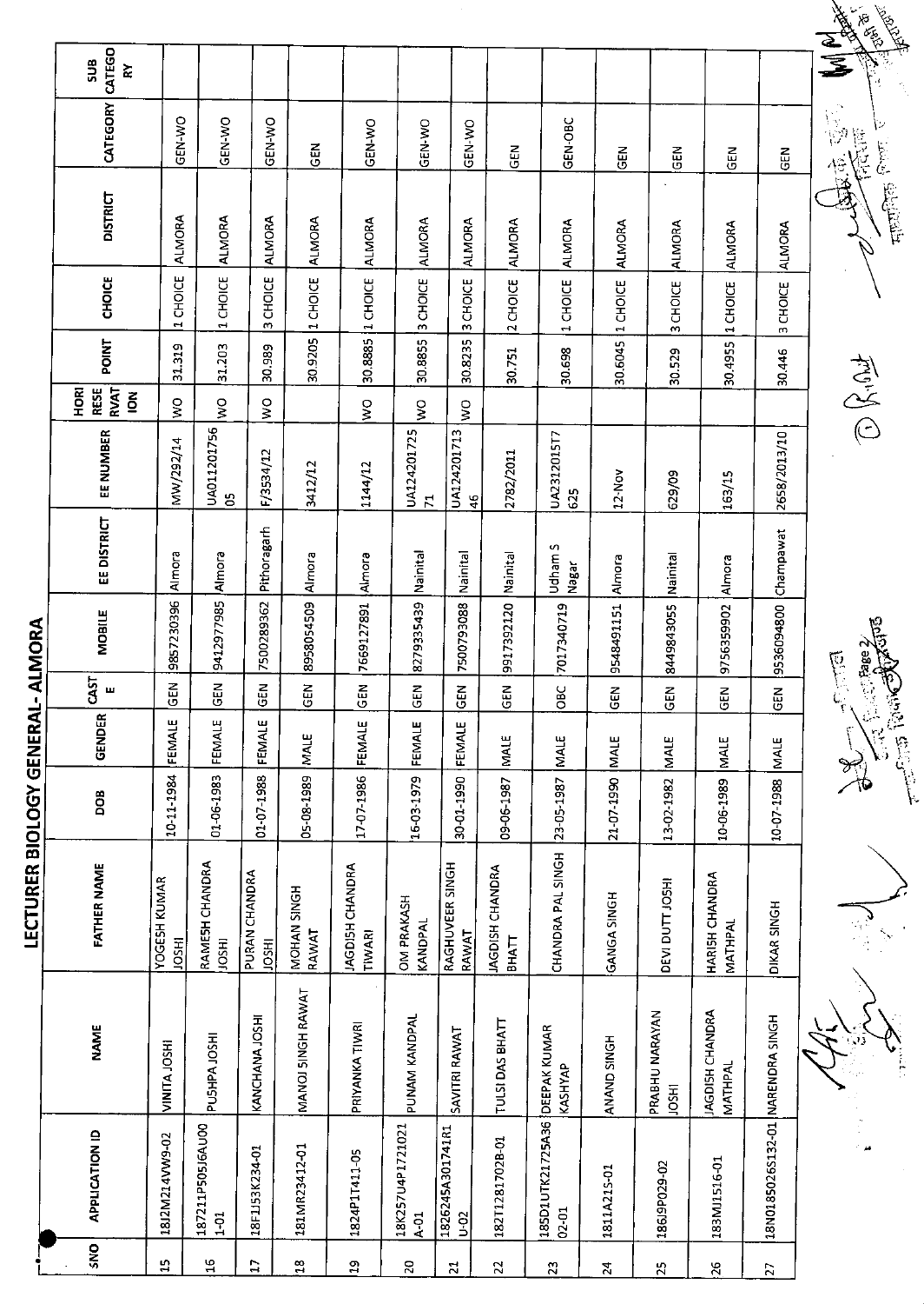# LECTURER BIOLOGY GENERAL- ALMORA

| SNO | APPLICATION ID | NAME | FATHER NAME | DOB | GENDER | CASTE | MOBILE | EE DISTRICT | EE NUMBER | HORI RESERVATION | POINT | CHOICE | DISTRICT | CATEGORY | SUB CATEGORY |
|---|---|---|---|---|---|---|---|---|---|---|---|---|---|---|---|
| 15 | 18J2M214VW9-02 | VINITA JOSHI | YOGESH KUMAR JOSHI | 10-11-1984 | FEMALE | GEN | 9857230396 | Almora | MW/292/14 | WO | 31.319 | 1 CHOICE | ALMORA | GEN-WO | |
| 16 | 187211P505J6AU001-01 | PUSHPA JOSHI | RAMESH CHANDRA JOSHI | 01-06-1983 | FEMALE | GEN | 9412977985 | Almora | UA01120175605 | WO | 31.203 | 1 CHOICE | ALMORA | GEN-WO | |
| 17 | 18FJ53K234-01 | KANCHANA JOSHI | PURAN CHANDRA JOSHI | 01-07-1988 | FEMALE | GEN | 7500289362 | Pithoragarh | F/3534/12 | WO | 30.989 | 3 CHOICE | ALMORA | GEN-WO | |
| 18 | 181MR23412-01 | MANOJ SINGH RAWAT | MOHAN SINGH RAWAT | 05-08-1989 | MALE | GEN | 8958054509 | Almora | 3412/12 | | 30.9205 | 1 CHOICE | ALMORA | GEN | |
| 19 | 1824P1T411-05 | PRIYANKA TIWRI | JAGDISH CHANDRA TIWARI | 17-07-1986 | FEMALE | GEN | 7669127891 | Almora | 1144/12 | WO | 30.8885 | 1 CHOICE | ALMORA | GEN-WO | |
| 20 | 18K257U4P1721021A-01 | PUNAM KANDPAL | OM PRAKASH KANDPAL | 16-03-1979 | FEMALE | GEN | 8279335439 | Nainital | UA1242017257 1 | WO | 30.8855 | 3 CHOICE | ALMORA | GEN-WO | |
| 21 | 1826245A301741R1U-02 | SAVITRI RAWAT | RAGHUVEER SINGH RAWAT | 30-01-1990 | FEMALE | GEN | 7500793088 | Nainital | UA1242017134 6 | WO | 30.8235 | 3 CHOICE | ALMORA | GEN-WO | |
| 22 | 182T1281702B-01 | TULSI DAS BHATT | JAGDISH CHANDRA BHATT | 09-06-1987 | MALE | GEN | 9917392120 | Nainital | 2782/2011 | | 30.751 | 2 CHOICE | ALMORA | GEN | |
| 23 | 185D1UTK21725A3602-01 | DEEPAK KUMAR KASHYAP | CHANDRA PAL SINGH | 23-05-1987 | MALE | OBC | 7017340719 | Udham S Nagar | UA2312015776 25 | | 30.698 | 1 CHOICE | ALMORA | GEN-OBC | |
| 24 | 1811A215-01 | ANAND SINGH | GANGA SINGH | 21-07-1990 | MALE | GEN | 9548491151 | Almora | 12-Nov | | 30.6045 | 1 CHOICE | ALMORA | GEN | |
| 25 | 186J9P029-02 | PRABHU NARAYAN JOSHI | DEVI DUTT JOSHI | 13-02-1982 | MALE | GEN | 8449843055 | Nainital | 629/09 | | 30.529 | 3 CHOICE | ALMORA | GEN | |
| 26 | 183MJ1516-01 | JAGDISH CHANDRA MATHPAL | HARISH CHANDRA MATHPAL | 10-06-1989 | MALE | GEN | 9756359902 | Almora | 163/15 | | 30.4955 | 1 CHOICE | ALMORA | GEN | |
| 27 | 18N0185026S132-01 | NARENDRA SINGH | DIKAR SINGH | 10-07-1988 | MALE | GEN | 9536094800 | Champawat | 2658/2013/10 | | 30.446 | 3 CHOICE | ALMORA | GEN | |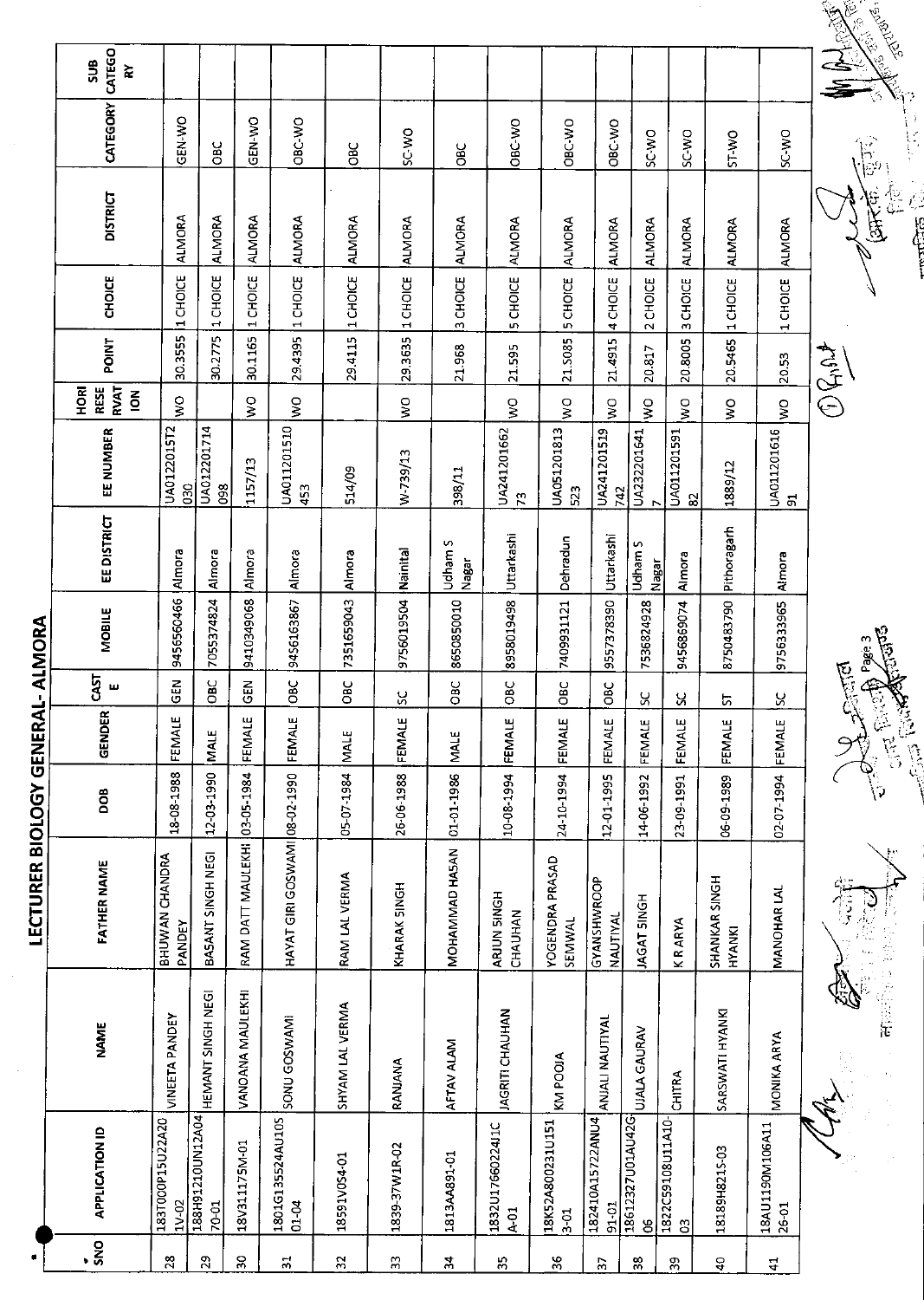# LECTURER BIOLOGY GENERAL- ALMORA

| SNO | APPLICATION ID | NAME | FATHER NAME | DOB | GENDER | CASTE | MOBILE | EE DISTRICT | EE NUMBER | HORI RESERVATION | POINT | CHOICE | DISTRICT | CATEGORY | SUB CATEGORY |
|---|---|---|---|---|---|---|---|---|---|---|---|---|---|---|---|
| 28 | 183T000P15U22A201V-02 | VINEETA PANDEY | BHUWAN CHANDRA PANDEY | 18-08-1988 | FEMALE | GEN | 9456560466 | Almora | UA012201SST2030 | WO | 30.3555 | 1 CHOICE | ALMORA | GEN-WO | |
| 29 | 188H91210UN12A0470-01 | HEMANT SINGH NEGI | BASANT SINGH NEGI | 12-03-1990 | MALE | OBC | 7055374824 | Almora | UA012201714098 | | 30.2775 | 1 CHOICE | ALMORA | OBC | |
| 30 | 18V311175M-01 | VANDANA MAULEKHI | RAM DATT MAULEKHI | 03-05-1984 | FEMALE | GEN | 9410349068 | Almora | 1157/13 | WO | 30.1165 | 1 CHOICE | ALMORA | GEN-WO | |
| 31 | 1801G135S24AU10S01-04 | SONU GOSWAMI | HAYAT GIRI GOSWAMI | 08-02-1990 | FEMALE | OBC | 9456163867 | Almora | UA011201510453 | WO | 29.4395 | 1 CHOICE | ALMORA | OBC-WO | |
| 32 | 18591V054-01 | SHYAM LAL VERMA | RAM LAL VERMA | 05-07-1984 | MALE | OBC | 7351659043 | Almora | 514/09 | | 29.4115 | 1 CHOICE | ALMORA | OBC | |
| 33 | 1839-37W1R-02 | RANJANA | KHARAK SINGH | 26-06-1988 | FEMALE | SC | 9756019504 | Nainital | W-739/13 | WO | 29.3635 | 1 CHOICE | ALMORA | SC-WO | |
| 34 | 1813AA891-01 | AFTAV ALAM | MOHAMMAD HASAN | 01-01-1986 | MALE | OBC | 8650850010 | Udham S Nagar | 398/11 | | 21.968 | 3 CHOICE | ALMORA | OBC | |
| 35 | 1832U17660224J1CA-01 | JAGRITI CHAUHAN | ARJUN SINGH CHAUHAN | 10-08-1994 | FEMALE | OBC | 8958019498 | Uttarkashi | UA24120166273 | WO | 21.595 | 5 CHOICE | ALMORA | OBC-WO | |
| 36 | 18K52A800231U1513-01 | KM POOJA | YOGENDRA PRASAD SEMWAL | 24-10-1994 | FEMALE | OBC | 7409931121 | Dehradun | UA051201813523 | WO | 21.5085 | 5 CHOICE | ALMORA | OBC-WO | |
| 37 | 182410A15722ANU491-01 | ANJALI NAUTIYAL | GYANSHWROOP NAUTIYAL | 12-01-1995 | FEMALE | OBC | 9557378390 | Uttarkashi | UA241201519742 | WO | 21.4915 | 4 CHOICE | ALMORA | OBC-WO | |
| 38 | 18612327U01AU42G06 | UJALA GAURAV | JAGAT SINGH | 14-06-1992 | FEMALE | SC | 7536824928 | Udham S Nagar | UA2322016417 | WO | 20.817 | 2 CHOICE | ALMORA | SC-WO | |
| 39 | 1822C59108U11A10-03 | CHITRA | K R ARYA | 23-09-1991 | FEMALE | SC | 9456869074 | Almora | UA01120159182 | WO | 20.8005 | 3 CHOICE | ALMORA | SC-WO | |
| 40 | 18189H8215-03 | SARSWATI HYANKI | SHANKAR SINGH HYANKI | 06-09-1989 | FEMALE | ST | 8750483790 | Pithoragarh | 1889/12 | WO | 20.5465 | 1 CHOICE | ALMORA | ST-WO | |
| 41 | 18AU1190M106A1126-01 | MONIKA ARYA | MANOHAR LAL | 02-07-1994 | FEMALE | SC | 9756333965 | Almora | UA01120161691 | WO | 20.53 | 1 CHOICE | ALMORA | SC-WO | |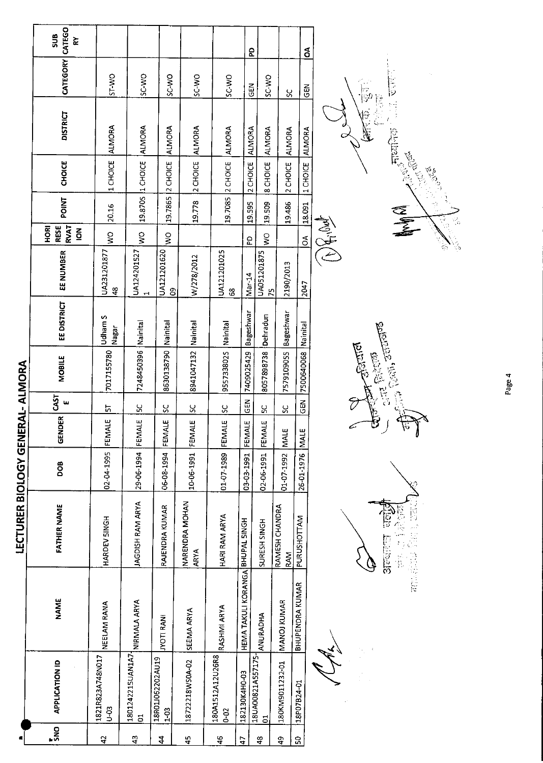# LECTURER BIOLOGY GENERAL- ALMORA

| SNO | APPLICATION ID | NAME | FATHER NAME | DOB | GENDER | CASTE | MOBILE | EE DISTRICT | EE NUMBER | HORI RESE RVAT ION | POINT | CHOICE | DISTRICT | CATEGORY | SUB CATEGO RY |
|---|---|---|---|---|---|---|---|---|---|---|---|---|---|---|---|
| 42 | 1821R823A748N017U-03 | NEELAM RANA | HARDEV SINGH | 02-04-1995 | FEMALE | ST | 7017155780 | Udham S Nagar | UA23120187748 | WO | 20.16 | 1 CHOICE | ALMORA | ST-WO | |
| 43 | 18012422155UAN1A701 | NIRMALA ARYA | JAGDISH RAM ARYA | 29-06-1994 | FEMALE | SC | 7248450396 | Nainital | UA1242015271 | WO | 19.8705 | 1 CHOICE | ALMORA | SC-WO | |
| 44 | 18R01J062202AU191-03 | JYOTI RANI | RAJENDRA KUMAR | 06-08-1994 | FEMALE | SC | 8630138790 | Nainital | UA12120162009 | WO | 19.7865 | 2 CHOICE | ALMORA | SC-WO | |
| 45 | 18722218WS0A-02 | SEEMA ARYA | NARENDRA MOHAN ARYA | 10-06-1991 | FEMALE | SC | 8941047132 | Nainital | W/278/2012 | | 19.778 | 2 CHOICE | ALMORA | SC-WO | |
| 46 | 180A1512A12U26R80-02 | RASHMI ARYA | HARI RAM ARYA | 01-07-1989 | FEMALE | SC | 9557338025 | Nainital | UA12120102568 | | 19.7085 | 2 CHOICE | ALMORA | SC-WO | |
| 47 | 182130K4H0-03 | HEMA TAKULI KORANGA | BHUPAL SINGH | 03-03-1991 | FEMALE | GEN | 7409025429 | Bageshwar | Mar-14 | PD | 19.595 | 2 CHOICE | ALMORA | GEN | PD |
| 48 | 18UA00821A55717501 | ANURADHA | SURESH SINGH | 02-06-1991 | FEMALE | SC | 8057898738 | Dehradun | UA05120187575 | WO | 19.509 | 8 CHOICE | ALMORA | SC-WO | |
| 49 | 180KM9011232-01 | MANOJ KUMAR | RAMESH CHANDRA RAM | 01-07-1992 | MALE | SC | 7579109055 | Bageshwar | 2190/2013 | | 19.486 | 2 CHOICE | ALMORA | SC | |
| 50 | 18P07B24-01 | BHUPENDRA KUMAR | PURUSHOTTAM | 26-01-1976 | MALE | GEN | 7500640068 | Nainital | 2047 | OA | 18.091 | 1 CHOICE | ALMORA | GEN | OA |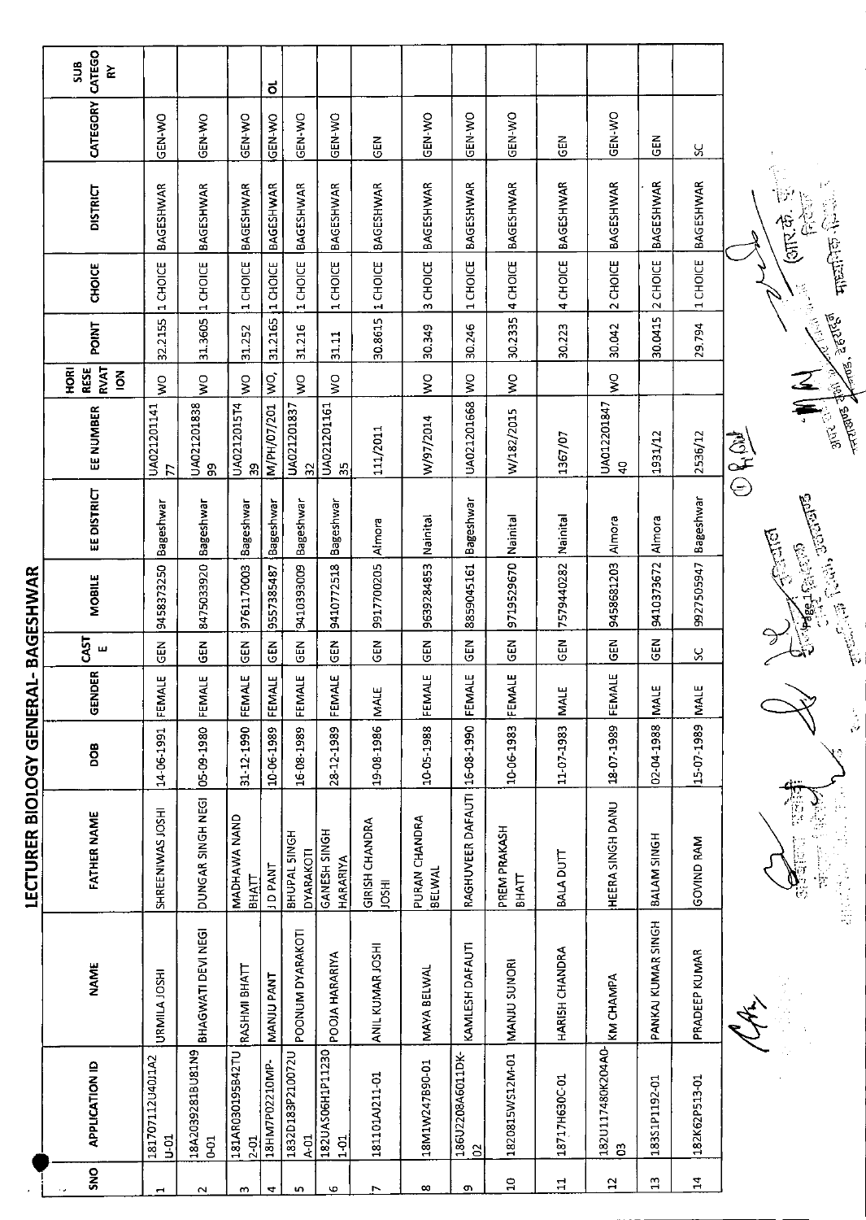# LECTURER BIOLOGY GENERAL- BAGESHWAR

| SNO | APPLICATION ID | NAME | FATHER NAME | DOB | GENDER | CASTE | MOBILE | EE DISTRICT | EE NUMBER | HORI RESERVATION | POINT | CHOICE | DISTRICT | CATEGORY | SUB CATEGORY |
|---|---|---|---|---|---|---|---|---|---|---|---|---|---|---|---|
| 1 | 181707112U40J1A2U-01 | URMILA JOSHI | SHREENIWAS JOSHI | 14-06-1991 | FEMALE | GEN | 9458373250 | Bageshwar | UA02120114177 | WO | 32.2155 | 1 CHOICE | BAGESHWAR | GEN-WO | |
| 2 | 18A2039281BU81N90-01 | BHAGWATI DEVI NEGI | DUNGAR SINGH NEGI | 05-09-1980 | FEMALE | GEN | 8475033920 | Bageshwar | UA02120183899 | WO | 31.3605 | 1 CHOICE | BAGESHWAR | GEN-WO | |
| 3 | 181AR030195B42TU2-01 | RASHMI BHATT | MADHAWA NAND BHATT | 31-12-1990 | FEMALE | GEN | 9761170003 | Bageshwar | UA02120157439 | WO | 31.252 | 1 CHOICE | BAGESHWAR | GEN-WO | |
| 4 | 18HM7P02210MP- | MANJU PANT | J D PANT | 10-06-1989 | FEMALE | GEN | 9557385487 | Bageshwar | M/PH/07/201 | WO, | 31.2165 | 1 CHOICE | BAGESHWAR | GEN-WO | OL |
| 5 | 1832D183P210072UA-01 | POONUM DYARAKOTI | BHUPAL SINGH DYARAKOTI | 16-08-1989 | FEMALE | GEN | 9410393009 | Bageshwar | UA02120183732 | WO | 31.216 | 1 CHOICE | BAGESHWAR | GEN-WO | |
| 6 | 182UAS06H1P112301-01 | POOJA HARARIYA | GANESH SINGH HARARIYA | 28-12-1989 | FEMALE | GEN | 9410772518 | Bageshwar | UA02120116135 | WO | 31.11 | 1 CHOICE | BAGESHWAR | GEN-WO | |
| 7 | 181101A211-01 | ANIL KUMAR JOSHI | GIRISH CHANDRA JOSHI | 19-08-1986 | MALE | GEN | 9917700205 | Almora | 111/2011 | | 30.8615 | 1 CHOICE | BAGESHWAR | GEN | |
| 8 | 18M1W247B90-01 | MAYA BELWAL | PURAN CHANDRA BELWAL | 10-05-1988 | FEMALE | GEN | 9639284853 | Nainital | W/97/2014 | WO | 30.349 | 3 CHOICE | BAGESHWAR | GEN-WO | |
| 9 | 186U2208A6011DK-02 | KAMLESH DAFAUTI | RAGHUVEER DAFAUTI | 16-08-1990 | FEMALE | GEN | 8859045161 | Bageshwar | UA021201668 | WO | 30.246 | 1 CHOICE | BAGESHWAR | GEN-WO | |
| 10 | 1820815W512M-01 | MANJU SUNORI | PREM PRAKASH BHATT | 10-06-1983 | FEMALE | GEN | 9719529670 | Nainital | W/182/2015 | WO | 30.2335 | 4 CHOICE | BAGESHWAR | GEN-WO | |
| 11 | 18717H630C-01 | HARISH CHANDRA | BALA DUTT | 11-07-1983 | MALE | GEN | 7579440282 | Nainital | 1367/07 | | 30.223 | 4 CHOICE | BAGESHWAR | GEN | |
| 12 | 182U117480K204A0-03 | KM CHAMPA | HEERA SINGH DANU | 18-07-1989 | FEMALE | GEN | 9458681203 | Almora | UA01220184740 | WO | 30.042 | 2 CHOICE | BAGESHWAR | GEN-WO | |
| 13 | 183S1P1192-01 | PANKAJ KUMAR SINGH | BALAM SINGH | 02-04-1988 | MALE | GEN | 9410373672 | Almora | 1931/12 | | 30.0415 | 2 CHOICE | BAGESHWAR | GEN | |
| 14 | 182K62P513-01 | PRADEEP KUMAR | GOVIND RAM | 15-07-1989 | MALE | SC | 9927505947 | Bageshwar | 2536/12 | | 29.794 | 1 CHOICE | BAGESHWAR | SC | |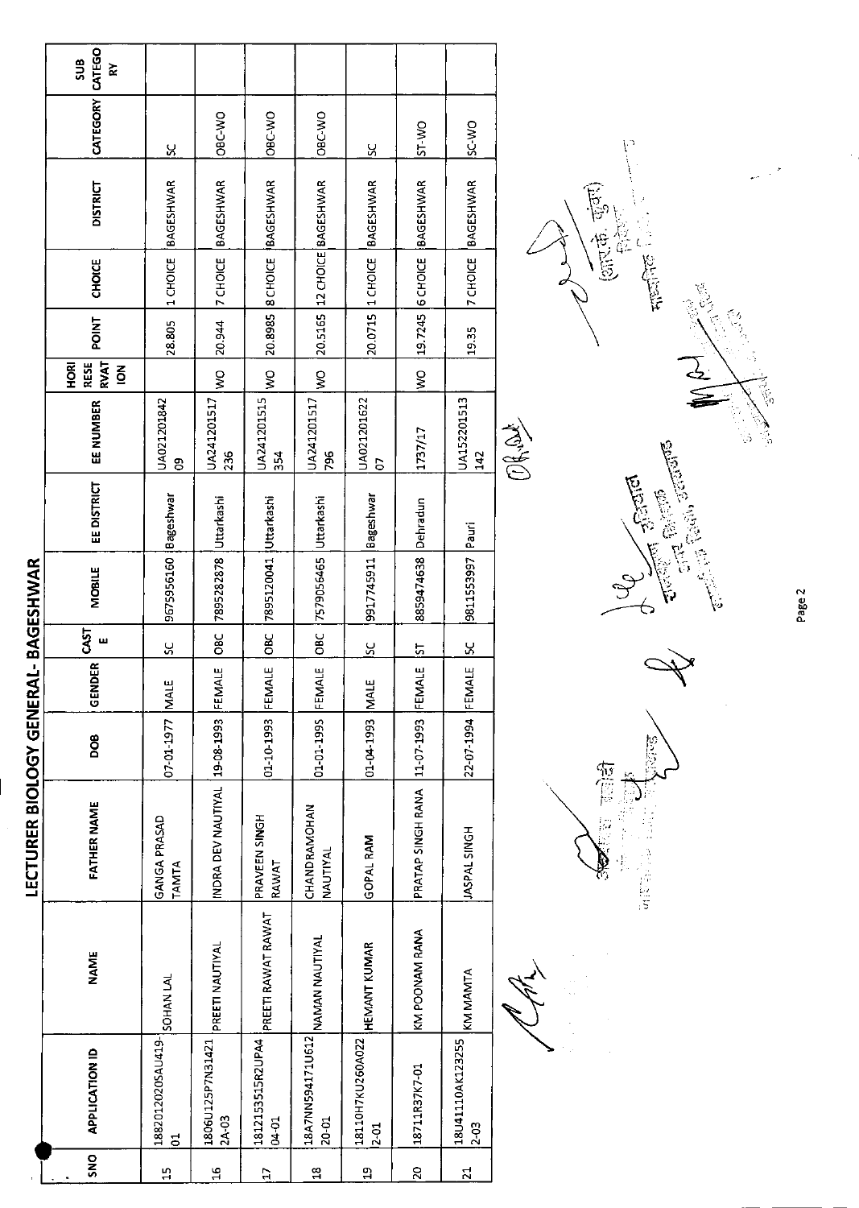# LECTURER BIOLOGY GENERAL- BAGESHWAR

| SNO | APPLICATION ID | NAME | FATHER NAME | DOB | GENDER | CASTE | MOBILE | EE DISTRICT | EE NUMBER | HORI RESERVATION | POINT | CHOICE | DISTRICT | CATEGORY | SUB CATEGORY |
|---|---|---|---|---|---|---|---|---|---|---|---|---|---|---|---|
| 15 | 18820120205AU419-01 | SOHAN LAL | GANGA PRASAD TAMTA | 07-01-1977 | MALE | SC | 9675956160 | Bageshwar | UA02120184209 | | 28.805 | 1 CHOICE | BAGESHWAR | SC | |
| 16 | 1806U125P7N314212A-03 | PREETI NAUTIYAL | INDRA DEV NAUTIYAL | 19-08-1993 | FEMALE | OBC | 7895282878 | Uttarkashi | UA241201517236 | WO | 20.944 | 7 CHOICE | BAGESHWAR | OBC-WO | |
| 17 | 1812153515R2UPA404-01 | PREETI RAWAT RAWAT | PRAVEEN SINGH RAWAT | 01-10-1993 | FEMALE | OBC | 7895120041 | Uttarkashi | UA241201515354 | WO | 20.8985 | 8 CHOICE | BAGESHWAR | OBC-WO | |
| 18 | 18A7NN594171U61220-01 | NAMAN NAUTIYAL | CHANDRAMOHAN NAUTIYAL | 01-01-1995 | FEMALE | OBC | 7579056465 | Uttarkashi | UA241201517796 | WO | 20.5165 | 12 CHOICE | BAGESHWAR | OBC-WO | |
| 19 | 18110H7KU260A0222-01 | HEMANT KUMAR | GOPAL RAM | 01-04-1993 | MALE | SC | 9917745911 | Bageshwar | UA02120162207 | | 20.0715 | 1 CHOICE | BAGESHWAR | SC | |
| 20 | 18711R37K7-01 | KM POONAM RANA | PRATAP SINGH RANA | 11-07-1993 | FEMALE | ST | 8859474638 | Dehradun | 1737/17 | WO | 19.7245 | 6 CHOICE | BAGESHWAR | ST-WO | |
| 21 | 18U41110AK1232552-03 | KM MAMTA | JASPAL SINGH | 22-07-1994 | FEMALE | SC | 9811553997 | Pauri | UA152201513142 | | 19.35 | 7 CHOICE | BAGESHWAR | SC-WO | |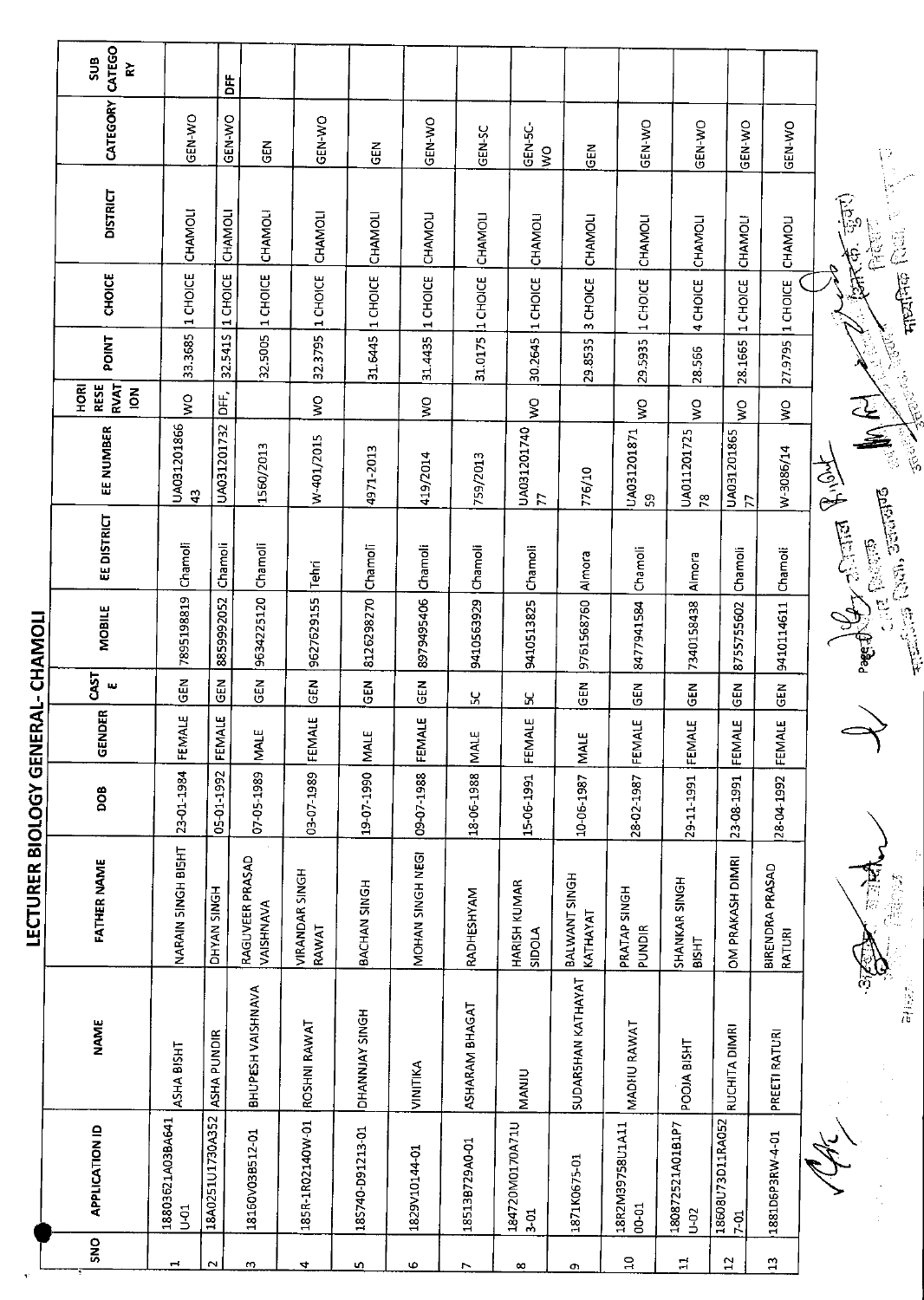# LECTURER BIOLOGY GENERAL- CHAMOLI

| SNO | APPLICATION ID | NAME | FATHER NAME | DOB | GENDER | CASTE | MOBILE | EE DISTRICT | EE NUMBER | HORI RESERVATION | POINT | CHOICE | DISTRICT | CATEGORY | SUB CATEGORY |
|---|---|---|---|---|---|---|---|---|---|---|---|---|---|---|---|
| 1 | 18803621A03BA641U-01 | ASHA BISHT | NARAIN SINGH BISHT | 23-01-1984 | FEMALE | GEN | 7895198819 | Chamoli | UA03120186643 | WO | 33.3685 | 1 CHOICE | CHAMOLI | GEN-WO | |
| 2 | 18A0251U1730A352 | ASHA PUNDIR | DHYAN SINGH | 05-01-1992 | FEMALE | GEN | 8859992052 | Chamoli | UA031201732 | DFF, | 32.5415 | 1 CHOICE | CHAMOLI | GEN-WO | DFF |
| 3 | 18160V03B512-01 | BHUPESH VAISHNAVA | RAGUVEER PRASAD VAISHNAVA | 07-05-1989 | MALE | GEN | 9634225120 | Chamoli | 1560/2013 | | 32.5005 | 1 CHOICE | CHAMOLI | GEN | |
| 4 | 185R-1R02140W-01 | ROSHNI RAWAT | VIRANDAR SINGH RAWAT | 03-07-1989 | FEMALE | GEN | 9627629155 | Tehri | W-401/2015 | WO | 32.3795 | 1 CHOICE | CHAMOLI | GEN-WO | |
| 5 | 185740-D91213-01 | DHANNJAY SINGH | BACHAN SINGH | 19-07-1990 | MALE | GEN | 8126298270 | Chamoli | 4971-2013 | | 31.6445 | 1 CHOICE | CHAMOLI | GEN | |
| 6 | 1829V10144-01 | VINITIKA | MOHAN SINGH NEGI | 09-07-1988 | FEMALE | GEN | 8979495406 | Chamoli | 419/2014 | WO | 31.4435 | 1 CHOICE | CHAMOLI | GEN-WO | |
| 7 | 18513B729A0-01 | ASHARAM BHAGAT | RADHESHYAM | 18-06-1988 | MALE | SC | 9410563929 | Chamoli | 759/2013 | | 31.0175 | 1 CHOICE | CHAMOLI | GEN-SC | |
| 8 | 184720M0170A71U3-01 | MANJU | HARISH KUMAR SIDOLA | 15-06-1991 | FEMALE | SC | 9410513825 | Chamoli | UA03120174077 | WO | 30.2645 | 1 CHOICE | CHAMOLI | GEN-SC-WO | |
| 9 | 1871K0675-01 | SUDARSHAN KATHAYAT | BALWANT SINGH KATHAYAT | 10-06-1987 | MALE | GEN | 9761568760 | Almora | 776/10 | | 29.8535 | 3 CHOICE | CHAMOLI | GEN | |
| 10 | 18R2M3975BU1A1100-01 | MADHU RAWAT | PRATAP SINGH PUNDIR | 28-02-1987 | FEMALE | GEN | 8477941584 | Chamoli | UA03120187159 | WO | 29.5935 | 1 CHOICE | CHAMOLI | GEN-WO | |
| 11 | 18087252​1A01B1P7U-02 | POOJA BISHT | SHANKAR SINGH BISHT | 29-11-1991 | FEMALE | GEN | 7340158438 | Almora | UA01120172578 | WO | 28.566 | 4 CHOICE | CHAMOLI | GEN-WO | |
| 12 | 18608U73D11RA0527-01 | RUCHITA DIMRI | OM PRAKASH DIMRI | 23-08-1991 | FEMALE | GEN | 8755755602 | Chamoli | UA03120186577 | WO | 28.1665 | 1 CHOICE | CHAMOLI | GEN-WO | |
| 13 | 1881D6P3RW-4-01 | PREETI RATURI | BIRENDRA PRASAD RATURI | 28-04-1992 | FEMALE | GEN | 9410114611 | Chamoli | W-3086/14 | WO | 27.9795 | 1 CHOICE | CHAMOLI | GEN-WO | |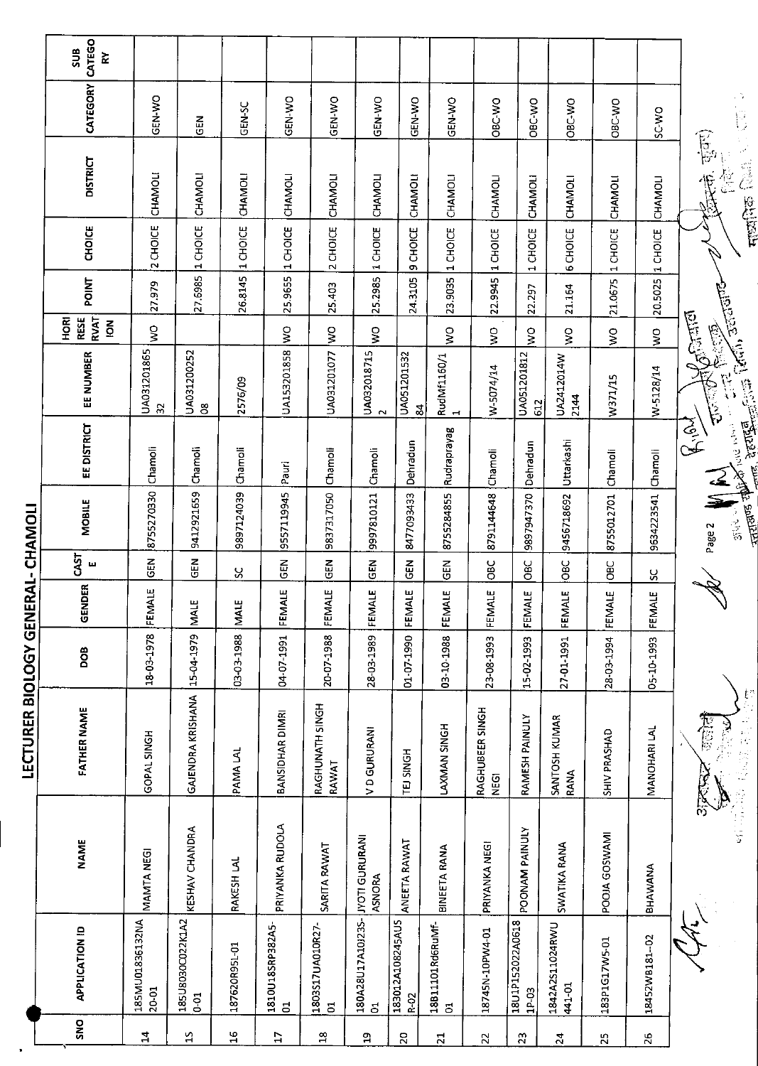# LECTURER BIOLOGY GENERAL- CHAMOLI

| SNO | APPLICATION ID | NAME | FATHER NAME | DOB | GENDER | CASTE | MOBILE | EE DISTRICT | EE NUMBER | HORIZONTAL RESERVATION | POINT | CHOICE | DISTRICT | CATEGORY | SUB CATEGORY |
|---|---|---|---|---|---|---|---|---|---|---|---|---|---|---|---|
| 14 | 185MU01836132NA20-01 | MAMTA NEGI | GOPAL SINGH | 18-03-1978 | FEMALE | GEN | 8755270330 | Chamoli | UA03120186532 | WO | 27.979 | 2 CHOICE | CHAMOLI | GEN-WO | |
| 15 | 185U8030C022K1A20-01 | KESHAV CHANDRA | GAJENDRA KRISHANA | 15-04-1979 | MALE | GEN | 9412921659 | Chamoli | UA03120025208 | | 27.6985 | 1 CHOICE | CHAMOLI | GEN | |
| 16 | 18762OR95L-01 | RAKESH LAL | PAMA LAL | 03-03-1988 | MALE | SC | 9897124039 | Chamoli | 2576/09 | | 26.8145 | 1 CHOICE | CHAMOLI | GEN-SC | |
| 17 | 1810U18SRP382A5-01 | PRIYANKA RUDOLA | BANSIDHAR DIMRI | 04-07-1991 | FEMALE | GEN | 9557119945 | Pauri | UA153201858 | WO | 25.9655 | 1 CHOICE | CHAMOLI | GEN-WO | |
| 18 | 1803S17UA010R27-01 | SARITA RAWAT | RAGHUNATH SINGH RAWAT | 20-07-1988 | FEMALE | GEN | 9837317050 | Chamoli | UA031201077 | WO | 25.403 | 2 CHOICE | CHAMOLI | GEN-WO | |
| 19 | 180A28U17A10J23S-01 | JYOTI GURURANI ASNORA | V D GURURANI | 28-03-1989 | FEMALE | GEN | 9997810121 | Chamoli | UA032018715 2 | WO | 25.2985 | 1 CHOICE | CHAMOLI | GEN-WO | |
| 20 | 183012A108245AUSR-02 | ANEETA RAWAT | TEJ SINGH | 01-07-1990 | FEMALE | GEN | 8477093433 | Dehradun | UA05120153284 | | 24.3105 | 9 CHOICE | CHAMOLI | GEN-WO | |
| 21 | 18B11101Rd6RuMf-01 | BINEETA RANA | LAXMAN SINGH | 03-10-1988 | FEMALE | GEN | 8755284855 | Rudraprayag | RudMf1160/1 | WO | 23.9035 | 1 CHOICE | CHAMOLI | GEN-WO | |
| 22 | 18745N-10PW4-01 | PRIYANKA NEGI | RAGHUBEER SINGH NEGI | 23-08-1993 | FEMALE | OBC | 8791144648 | Chamoli | W-5074/14 | WO | 22.9945 | 1 CHOICE | CHAMOLI | OBC-WO | |
| 23 | 18U1P152022A06181P-03 | POONAM PAINULY | RAMESH PAINULY | 15-02-1993 | FEMALE | OBC | 9897947370 | Dehradun | UA051201812 612 | WO | 22.297 | 1 CHOICE | CHAMOLI | OBC-WO | |
| 24 | 1842A2S11024RWU441-01 | SWATIKA RANA | SANTOSH KUMAR RANA | 27-01-1991 | FEMALE | OBC | 9456718692 | Uttarkashi | UA2412014W 2144 | WO | 21.164 | 6 CHOICE | CHAMOLI | OBC-WO | |
| 25 | 183P1G17W5-01 | POOJA GOSWAMI | SHIV PRASHAD | 28-03-1994 | FEMALE | OBC | 8755012701 | Chamoli | W371/15 | WO | 21.0675 | 1 CHOICE | CHAMOLI | OBC-WO | |
| 26 | 18452W8181-02 | BHAWANA | MANOHARI LAL | 05-10-1993 | FEMALE | SC | 9634223541 | Chamoli | W-5128/14 | WO | 20.5025 | 1 CHOICE | CHAMOLI | SC-WO | |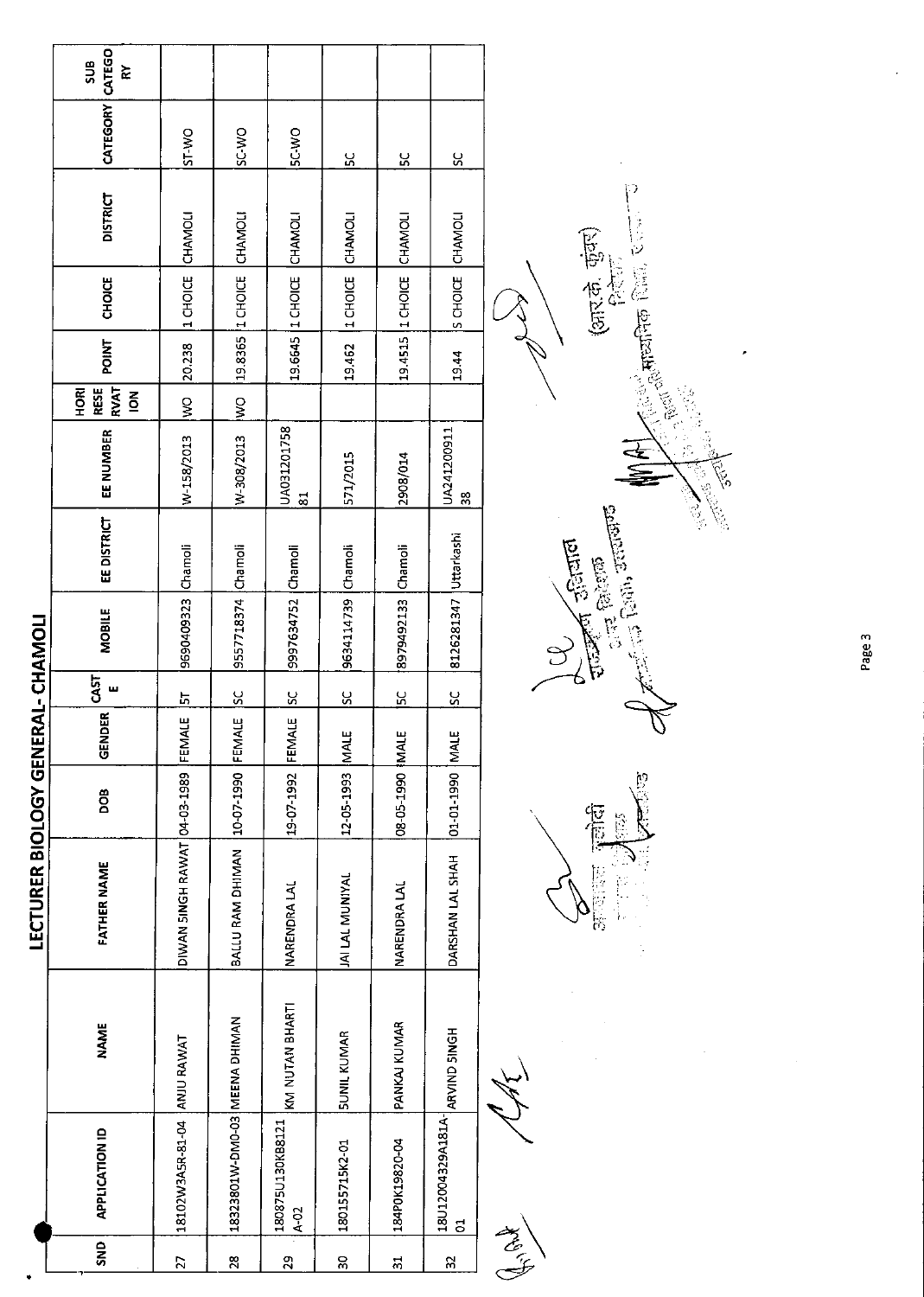## LECTURER BIOLOGY GENERAL- CHAMOLI

| SND | APPLICATION ID | NAME | FATHER NAME | DOB | GENDER | CASTE | MOBILE | EE DISTRICT | EE NUMBER | HORI RESERVATION | POINT | CHOICE | DISTRICT | CATEGORY | SUB CATEGORY |
|---|---|---|---|---|---|---|---|---|---|---|---|---|---|---|---|
| 27 | 18102W3A5R-81-04 | ANJU RAWAT | DIWAN SINGH RAWAT | 04-03-1989 | FEMALE | ST | 9690409323 | Chamoli | W-158/2013 | WO | 20.238 | 1 CHOICE | CHAMOLI | ST-WO | |
| 28 | 18323801W-DM0-03 | MEENA DHIMAN | BALLU RAM DHIMAN | 10-07-1990 | FEMALE | SC | 9557718374 | Chamoli | W-308/2013 | WO | 19.8365 | 1 CHOICE | CHAMOLI | SC-WO | |
| 29 | 180875U130KB8121A-02 | KM NUTAN BHARTI | NARENDRA LAL | 19-07-1992 | FEMALE | SC | 9997634752 | Chamoli | UA03120175881 | | 19.6645 | 1 CHOICE | CHAMOLI | SC-WO | |
| 30 | 18015571SK2-01 | SUNIL KUMAR | JAI LAL MUNIYAL | 12-05-1993 | MALE | SC | 9634114739 | Chamoli | 571/2015 | | 19.462 | 1 CHOICE | CHAMOLI | SC | |
| 31 | 184P0K19820-04 | PANKAJ KUMAR | NARENDRA LAL | 08-05-1990 | MALE | SC | 8979492133 | Chamoli | 2908/014 | | 19.4515 | 1 CHOICE | CHAMOLI | SC | |
| 32 | 18U12004329A181A-01 | ARVIND SINGH | DARSHAN LAL SHAH | 01-01-1990 | MALE | SC | 8126281347 | Uttarkashi | UA24120091138 | | 19.44 | 5 CHOICE | CHAMOLI | SC | |

(आर.के. कुंवर)
निदेशक
माध्यमिक शिक्षा, उत्तराखण्ड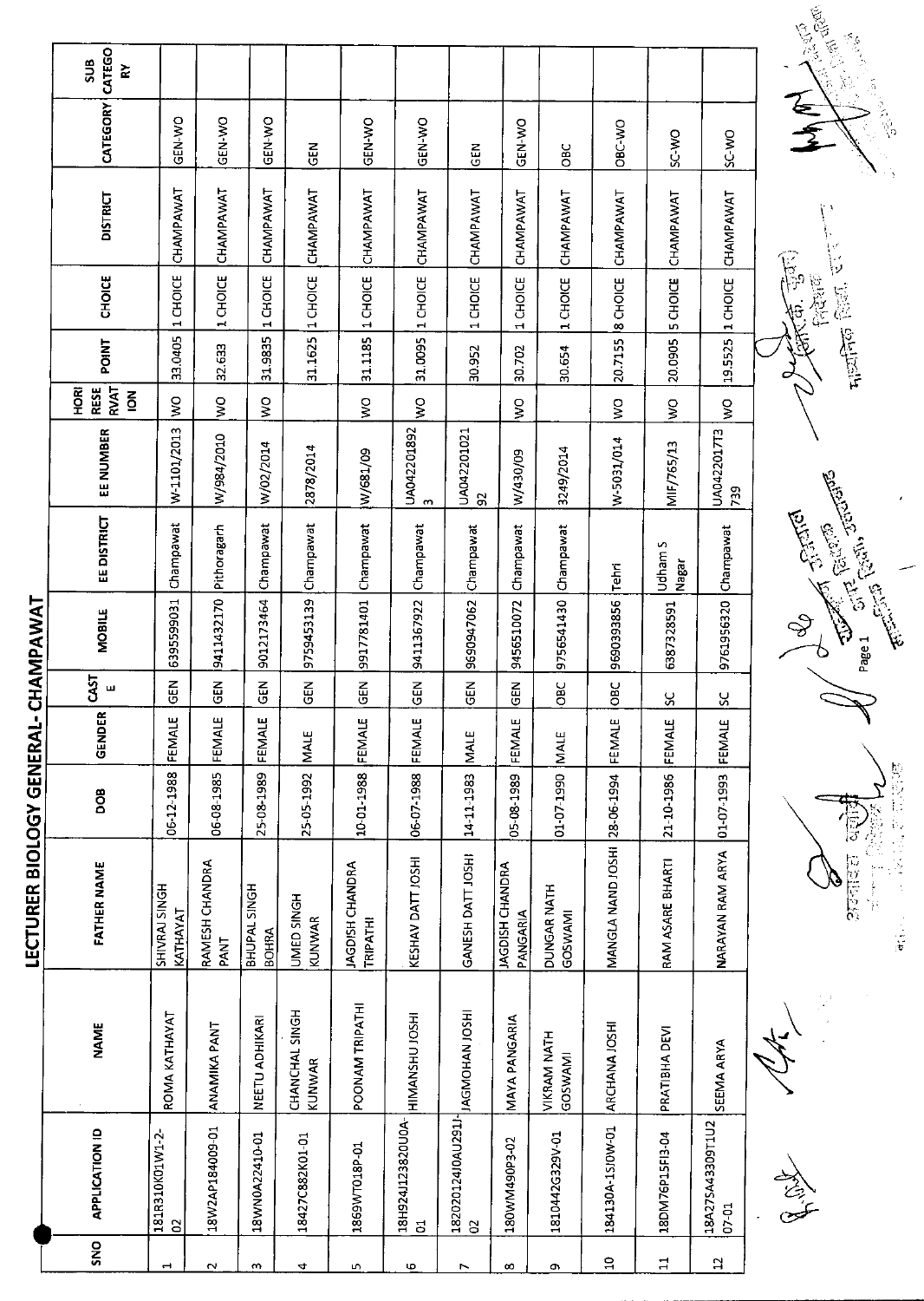# LECTURER BIOLOGY GENERAL- CHAMPAWAT

| SNO | APPLICATION ID | NAME | FATHER NAME | DOB | GENDER | CASTE | MOBILE | EE DISTRICT | EE NUMBER | HORIZONTAL RESERVATION | POINT | CHOICE | DISTRICT | CATEGORY | SUB CATEGORY |
|---|---|---|---|---|---|---|---|---|---|---|---|---|---|---|---|
| 1 | 181R310K01W1-2-02 | ROMA KATHAYAT | SHIVRAJ SINGH KATHAYAT | 06-12-1988 | FEMALE | GEN | 6395599031 | Champawat | W-1101/2013 | WO | 33.0405 | 1 CHOICE | CHAMPAWAT | GEN-WO | |
| 2 | 18W2AP184009-01 | ANAMIKA PANT | RAMESH CHANDRA PANT | 06-08-1985 | FEMALE | GEN | 9411432170 | Pithoragarh | W/984/2010 | WO | 32.633 | 1 CHOICE | CHAMPAWAT | GEN-WO | |
| 3 | 18WN0A22410-01 | NEETU ADHIKARI | BHUPAL SINGH BOHRA | 25-08-1989 | FEMALE | GEN | 9012173464 | Champawat | W/02/2014 | WO | 31.9835 | 1 CHOICE | CHAMPAWAT | GEN-WO | |
| 4 | 18427C882K01-01 | CHANCHAL SINGH KUNWAR | UMED SINGH KUNWAR | 25-05-1992 | MALE | GEN | 9759453139 | Champawat | 2878/2014 | | 31.1625 | 1 CHOICE | CHAMPAWAT | GEN | |
| 5 | 1869WT018P-01 | POONAM TRIPATHI | JAGDISH CHANDRA TRIPATHI | 10-01-1988 | FEMALE | GEN | 9917781401 | Champawat | W/681/09 | WO | 31.1185 | 1 CHOICE | CHAMPAWAT | GEN-WO | |
| 6 | 18H924J123820U0A-01 | HIMANSHU JOSHI | KESHAV DATT JOSHI | 06-07-1988 | FEMALE | GEN | 9411367922 | Champawat | UA042201892 3 | WO | 31.0095 | 1 CHOICE | CHAMPAWAT | GEN-WO | |
| 7 | 18202012410AU291J-02 | JAGMOHAN JOSHI | GANESH DATT JOSHI | 14-11-1983 | MALE | GEN | 9690947062 | Champawat | UA04220102192 | | 30.952 | 1 CHOICE | CHAMPAWAT | GEN | |
| 8 | 180WM490P3-02 | MAYA PANGARIA | JAGDISH CHANDRA PANGARIA | 05-08-1989 | FEMALE | GEN | 9456510072 | Champawat | W/430/09 | WO | 30.702 | 1 CHOICE | CHAMPAWAT | GEN-WO | |
| 9 | 1810442G329V-01 | VIKRAM NATH GOSWAMI | DUNGAR NATH GOSWAMI | 01-07-1990 | MALE | OBC | 9756541430 | Champawat | 3249/2014 | | 30.654 | 1 CHOICE | CHAMPAWAT | OBC | |
| 10 | 184130A-15J0W-01 | ARCHANA JOSHI | MANGLA NAND JOSHI | 28-06-1994 | FEMALE | OBC | 9690393856 | Tehri | W-5031/014 | WO | 20.7155 | 8 CHOICE | CHAMPAWAT | OBC-WO | |
| 11 | 18DM76P15FI3-04 | PRATIBHA DEVI | RAM ASARE BHARTI | 21-10-1986 | FEMALE | SC | 6387328591 | Udham S Nagar | MIF/765/13 | WO | 20.0905 | 5 CHOICE | CHAMPAWAT | SC-WO | |
| 12 | 18A27SA43309T1U2 07-01 | SEEMA ARYA | NARAYAN RAM ARYA | 01-07-1993 | FEMALE | SC | 9761956320 | Champawat | UA042201773 9 | WO | 19.5525 | 1 CHOICE | CHAMPAWAT | SC-WO | |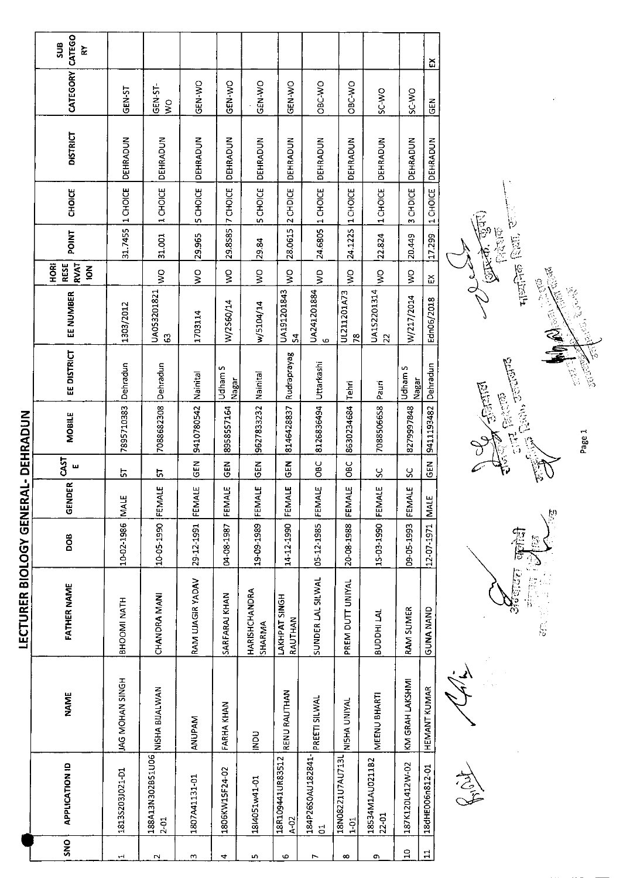# LECTURER BIOLOGY GENERAL- DEHRADUN

| SNO | APPLICATION ID | NAME | FATHER NAME | DOB | GENDER | CASTE | MOBILE | EE DISTRICT | EE NUMBER | HORI RESE RVAT ION | POINT | CHOICE | DISTRICT | CATEGORY | SUB CATEGO RY |
|---|---|---|---|---|---|---|---|---|---|---|---|---|---|---|---|
| 1 | 1813S203J021-01 | JAG MOHAN SINGH | BHOOMI NATH | 10-02-1986 | MALE | ST | 7895710383 | Dehradun | 1303/2012 | | 31.7455 | 1 CHOICE | DEHRADUN | GEN-ST | |
| 2 | 188A13N302851U06 2-01 | NISHA BIJALWAN | CHANDRA MANI | 10-05-1990 | FEMALE | ST | 7088682308 | Dehradun | UA053201821 63 | WO | 31.001 | 1 CHOICE | DEHRADUN | GEN-ST-WO | |
| 3 | 1807A41131-01 | ANUPAM | RAM UJAGIR YADAV | 29-12-1991 | FEMALE | GEN | 9410780542 | Nainital | 1703114 | WO | 29.965 | 5 CHOICE | DEHRADUN | GEN-WO | |
| 4 | 1806KW15F24-02 | FARHA KHAN | SARFARAJ KHAN | 04-08-1987 | FEMALE | GEN | 8958557164 | Udham S Nagar | W/2560/14 | WO | 29.8585 | 7 CHOICE | DEHRADUN | GEN-WO | |
| 5 | 18I4051w41-01 | INDU | HARISHCHANDRA SHARMA | 19-09-1989 | FEMALE | GEN | 9627833232 | Nainital | w/5104/14 | WO | 29.84 | 5 CHOICE | DEHRADUN | GEN-WO | |
| 6 | 18R109441UR83512 A-02 | RENU RAUTHAN | LAKHPAT SINGH RAUTHAN | 14-12-1990 | FEMALE | GEN | 8146428837 | Rudraprayag | UA191201843 54 | WO | 28.0615 | 2 CHOICE | DEHRADUN | GEN-WO | |
| 7 | 184P26S0AU182841-01 | PREETI SILWAL | SUNDER LAL SILWAL | 05-12-1985 | FEMALE | OBC | 8126836494 | Uttarkashi | UA241201884 6 | WO | 24.6805 | 1 CHOICE | DEHRADUN | OBC-WO | |
| 8 | 18N08221U7AU713L 1-01 | NISHA UNIYAL | PREM DUTT UNIYAL | 20-08-1988 | FEMALE | OBC | 8630234684 | Tehri | UL211201A73 78 | WO | 24.1225 | 1 CHOICE | DEHRADUN | OBC-WO | |
| 9 | 18534M1AU021182 22-01 | MEENU BHARTI | BUDDHI LAL | 15-03-1990 | FEMALE | SC | 7088506658 | Pauri | UA152201314 22 | WO | 22.824 | 1 CHOICE | DEHRADUN | SC-WO | |
| 10 | 187K120L412W-02 | KM GRAH LAKSHMI | RAM SUMER | 09-05-1993 | FEMALE | SC | 8279997848 | Udham S Nagar | W/217/2014 | WO | 20.449 | 3 CHOICE | DEHRADUN | SC-WO | |
| 11 | 18dHE006n812-01 | HEMANT KUMAR | GUNA NAND | 12-07-1971 | MALE | GEN | 9411193482 | Dehradun | Edn06/2018 | EX | 17.299 | 1 CHOICE | DEHRADUN | GEN | EX |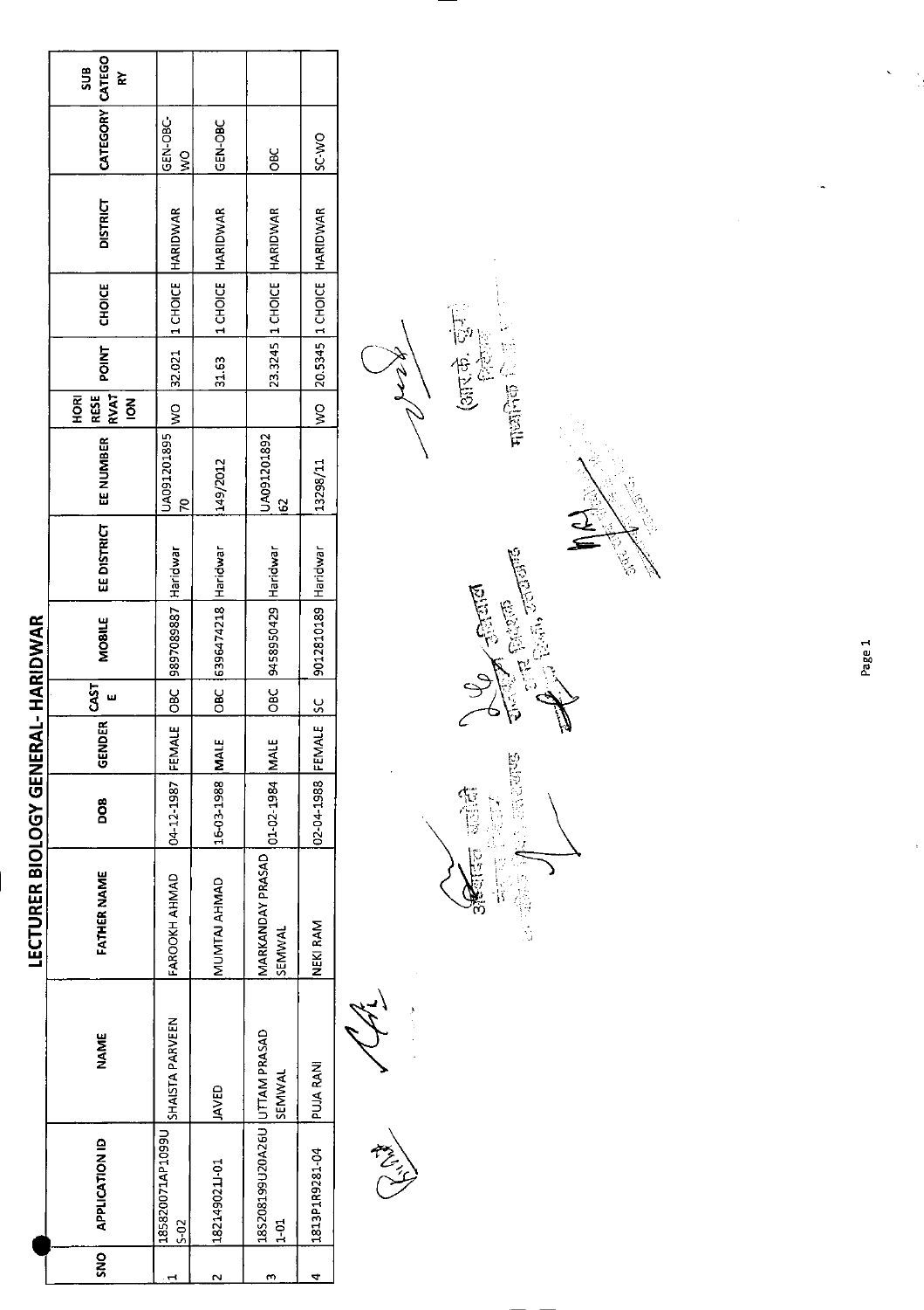# LECTURER BIOLOGY GENERAL- HARIDWAR

| SNO | APPLICATION ID | NAME | FATHER NAME | DOB | GENDER | CASTE | MOBILE | EE DISTRICT | EE NUMBER | HORI RESERVATION | POINT | CHOICE | DISTRICT | CATEGORY | SUB CATEGORY |
|---|---|---|---|---|---|---|---|---|---|---|---|---|---|---|---|
| 1 | 18582007IAP1099US-02 | SHAISTA PARVEEN | FAROOKH AHMAD | 04-12-1987 | FEMALE | OBC | 9897089887 | Haridwar | UA09120189570 | WO | 32.021 | 1 CHOICE | HARIDWAR | GEN-OBC-WO | |
| 2 | 18214902IJ-01 | JAVED | MUMTAJ AHMAD | 16-03-1988 | MALE | OBC | 6396474218 | Haridwar | 149/2012 | | 31.63 | 1 CHOICE | HARIDWAR | GEN-OBC | |
| 3 | 18520819 9U20A26U1-01 | UTTAM PRASAD SEMWAL | MARKANDAY PRASAD SEMWAL | 01-02-1984 | MALE | OBC | 9458950429 | Haridwar | UA09120189262 | | 23.3245 | 1 CHOICE | HARIDWAR | OBC | |
| 4 | 1813P1R9281-04 | PUJA RANI | NEKI RAM | 02-04-1988 | FEMALE | SC | 9012810189 | Haridwar | 13298/11 | WO | 20.5345 | 1 CHOICE | HARIDWAR | SC-WO | |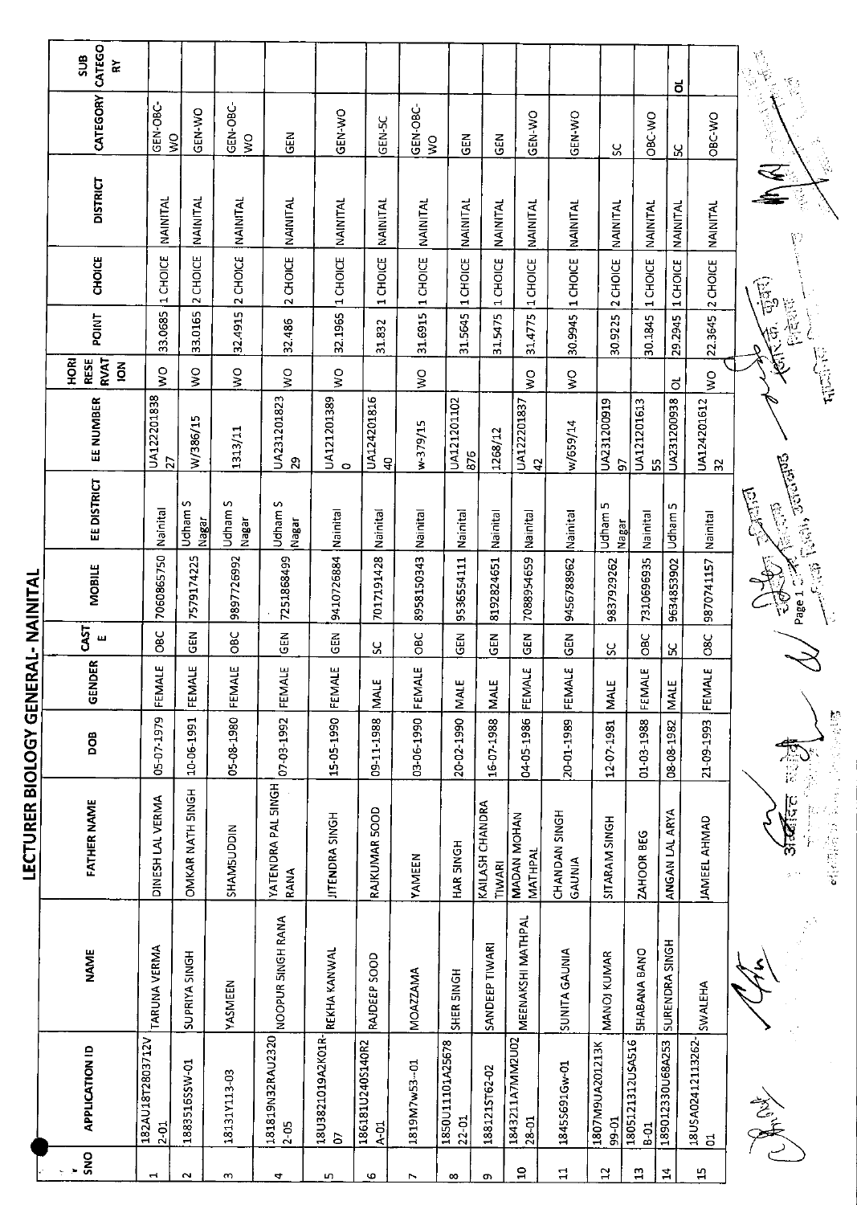# LECTURER BIOLOGY GENERAL- NAINITAL

| SNO | APPLICATION ID | NAME | FATHER NAME | DOB | GENDER | CASTE | MOBILE | EE DISTRICT | EE NUMBER | HORI RESERVATION | POINT | CHOICE | DISTRICT | CATEGORY | SUB CATEGORY |
|---|---|---|---|---|---|---|---|---|---|---|---|---|---|---|---|
| 1 | 182AU18T2803712V2-01 | TARUNA VERMA | DINESH LAL VERMA | 05-07-1979 | FEMALE | OBC | 7060865750 | Nainital | UA12220183827 | WO | 33.0685 | 1 CHOICE | NAINITAL | GEN-OBC-WO | |
| 2 | 1883516SSW-01 | SUPRIYA SINGH | OMKAR NATH SINGH | 10-06-1991 | FEMALE | GEN | 7579174225 | Udham S Nagar | W/386/15 | WO | 33.0165 | 2 CHOICE | NAINITAL | GEN-WO | |
| 3 | 18131Y113-03 | YASMEEN | SHAMSUDDIN | 05-08-1980 | FEMALE | OBC | 9897726992 | Udham S Nagar | 1313/11 | WO | 32.4915 | 2 CHOICE | NAINITAL | GEN-OBC-WO | |
| 4 | 181819N32RAU23202-05 | NOOPUR SINGH RANA | YATENDRA PAL SINGH RANA | 07-03-1992 | FEMALE | GEN | 7251868499 | Udham S Nagar | UA23120182329 | WO | 32.486 | 2 CHOICE | NAINITAL | GEN | |
| 5 | 18U3821019A2K01R-07 | REKHA KANWAL | JITENDRA SINGH | 15-05-1990 | FEMALE | GEN | 9410726884 | Nainital | UA1212013890 | WO | 32.1965 | 1 CHOICE | NAINITAL | GEN-WO | |
| 6 | 186181U240S140R2A-01 | RAJDEEP SOOD | RAJKUMAR SOOD | 09-11-1988 | MALE | SC | 7017191428 | Nainital | UA12420181640 | | 31.832 | 1 CHOICE | NAINITAL | GEN-SC | |
| 7 | 1819M7w53--01 | MOAZZAMA | YAMEEN | 03-06-1990 | FEMALE | OBC | 8958150343 | Nainital | w-379/15 | WO | 31.6915 | 1 CHOICE | NAINITAL | GEN-OBC-WO | |
| 8 | 1850U11101A2567822-01 | SHER SINGH | HAR SINGH | 20-02-1990 | MALE | GEN | 9536554111 | Nainital | UA121201102876 | | 31.5645 | 1 CHOICE | NAINITAL | GEN | |
| 9 | 188121ST62-02 | SANDEEP TIWARI | KAILASH CHANDRA TIWARI | 16-07-1988 | MALE | GEN | 8192824651 | Nainital | 1268/12 | | 31.5475 | 1 CHOICE | NAINITAL | GEN | |
| 10 | 1843211A7MM2U0228-01 | MEENAKSHI MATHPAL | MADAN MOHAN MATHPAL | 04-05-1986 | FEMALE | GEN | 7088954659 | Nainital | UA12220183742 | WO | 31.4775 | 1 CHOICE | NAINITAL | GEN-WO | |
| 11 | 1845S691Gw-01 | SUNITA GAUNIA | CHANDAN SINGH GAUNIA | 20-01-1989 | FEMALE | GEN | 9456788962 | Nainital | w/659/14 | WO | 30.9945 | 1 CHOICE | NAINITAL | GEN-WO | |
| 12 | 1807M9UA201213K99-01 | MANOJ KUMAR | SITARAM SINGH | 12-07-1981 | MALE | SC | 9837929262 | Udham S Nagar | UA23120091997 | | 30.9225 | 2 CHOICE | NAINITAL | SC | |
| 13 | 1805121312USA516B-01 | SHABANA BANO | ZAHOOR BEG | 01-03-1988 | FEMALE | OBC | 7310696935 | Nainital | UA12120161355 | | 30.1845 | 1 CHOICE | NAINITAL | OBC-WO | |
| 14 | 189012330U68A253 | SURENDRA SINGH | ANGAN LAL ARYA | 08-08-1982 | MALE | SC | 9634853902 | Udham S | UA231200938 | OL | 29.2945 | 1 CHOICE | NAINITAL | SC | OL |
| 15 | 18USA02412113262-01 | SWALEHA | JAMEEL AHMAD | 21-09-1993 | FEMALE | OBC | 9870741157 | Nainital | UA12420161232 | WO | 22.3645 | 2 CHOICE | NAINITAL | OBC-WO | |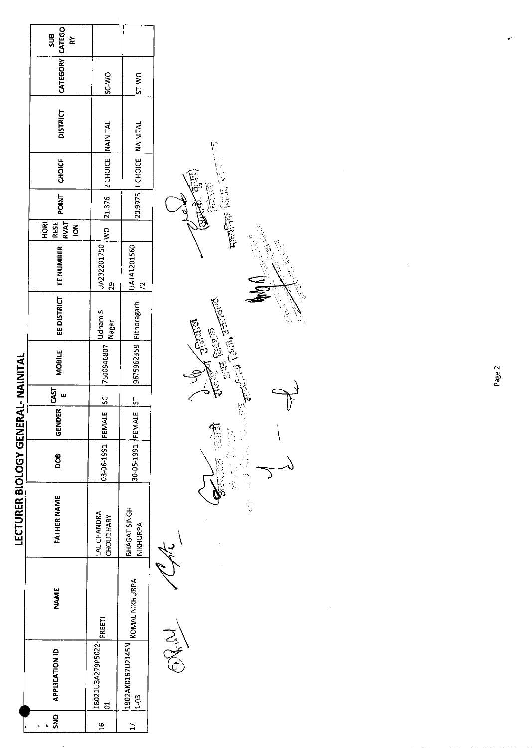# LECTURER BIOLOGY GENERAL- NAINITAL

| SNO | APPLICATION ID | NAME | FATHER NAME | DOB | GENDER | CASTE | MOBILE | EE DISTRICT | EE NUMBER | HORI RESERVATION | POINT | CHOICE | DISTRICT | CATEGORY | SUB CATEGORY |
|---|---|---|---|---|---|---|---|---|---|---|---|---|---|---|---|
| 16 | 18021U3A279P5022-01 | PREETI | LAL CHANDRA CHOUDHARY | 03-06-1991 | FEMALE | SC | 7500946807 | Udham S Nagar | UA23220175029 | WO | 21.376 | 2 CHOICE | NAINITAL | SC-WO | |
| 17 | 1802AK0167U2145N1-03 | KOMAL NIKHURPA | BHAGAT SINGH NIKHURPA | 30-05-1991 | FEMALE | ST | 9675962358 | Pithoragarh | UA14120156072 | | 20.9975 | 1 CHOICE | NAINITAL | ST-WO | |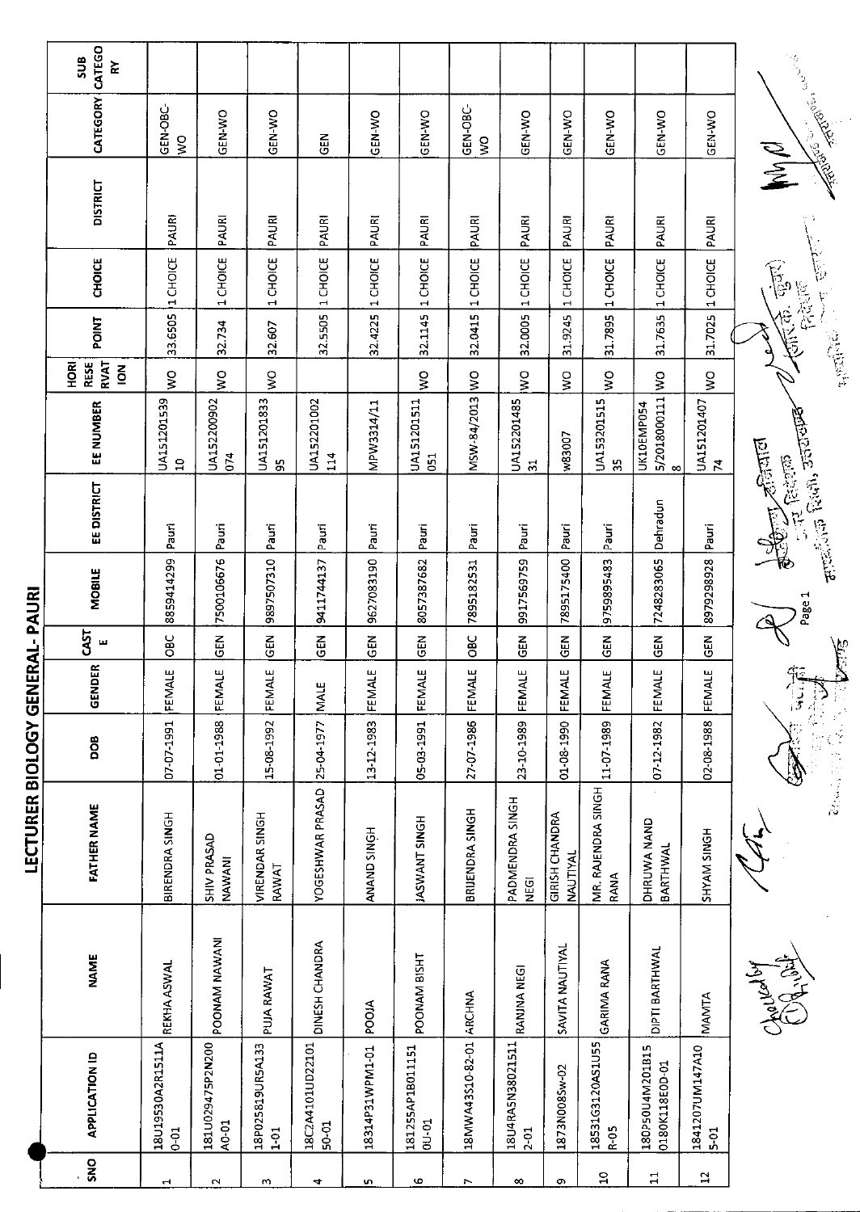# LECTURER BIOLOGY GENERAL- PAURI

| SNO | APPLICATION ID | NAME | FATHER NAME | DOB | GENDER | CASTE | MOBILE | EE DISTRICT | EE NUMBER | HORI RESERVATION | POINT | CHOICE | DISTRICT | CATEGORY | SUB CATEGORY |
|---|---|---|---|---|---|---|---|---|---|---|---|---|---|---|---|
| 1 | 18U19530A2R1511A0-01 | REKHA ASWAL | BIRENDRA SINGH | 07-07-1991 | FEMALE | OBC | 8859414299 | Pauri | UA15120153910 | WO | 33.6505 | 1 CHOICE | PAURI | GEN-OBC-WO | |
| 2 | 181U02947SP2N200A0-01 | POONAM NAWANI | SHIV PRASAD NAWANI | 01-01-1988 | FEMALE | GEN | 7500106676 | Pauri | UA152200902074 | WO | 32.734 | 1 CHOICE | PAURI | GEN-WO | |
| 3 | 18P025819UR5A1331-01 | PUJA RAWAT | VIRENDAR SINGH RAWAT | 15-08-1992 | FEMALE | GEN | 9897507310 | Pauri | UA15120183395 | WO | 32.607 | 1 CHOICE | PAURI | GEN-WO | |
| 4 | 18C2A4101UD2210150-01 | DINESH CHANDRA | YOGESHWAR PRASAD | 25-04-1977 | MALE | GEN | 9411744137 | Pauri | UA152201002114 | | 32.5505 | 1 CHOICE | PAURI | GEN | |
| 5 | 18314P31WPM1-01 | POOJA | ANAND SINGH | 13-12-1983 | FEMALE | GEN | 9627083190 | Pauri | MPW3314/11 | WO | 32.4225 | 1 CHOICE | PAURI | GEN-WO | |
| 6 | 18125SAP1B011151 0U-01 | POONAM BISHT | JASWANT SINGH | 05-03-1991 | FEMALE | GEN | 8057387682 | Pauri | UA151201511051 | WO | 32.1145 | 1 CHOICE | PAURI | GEN-WO | |
| 7 | 18MWA43S10-82-01 | ARCHNA | BRIJENDRA SINGH | 27-07-1986 | FEMALE | OBC | 7895182531 | Pauri | MSW-84/2013 | WO | 32.0415 | 1 CHOICE | PAURI | GEN-OBC-WO | |
| 8 | 18U4RA5N38021511 2-01 | RANJNA NEGI | PADMENDRA SINGH NEGI | 23-10-1989 | FEMALE | GEN | 9917569759 | Pauri | UA15220148531 | WO | 32.0005 | 1 CHOICE | PAURI | GEN-WO | |
| 9 | 1873N008Sw-02 | SAVITA NAUTIYAL | GIRISH CHANDRA NAUTIYAL | 01-08-1990 | FEMALE | GEN | 7895175400 | Pauri | w83007 | WO | 31.9245 | 1 CHOICE | PAURI | GEN-WO | |
| 10 | 18531G3120A51U55R-05 | GARIMA RANA | MR. RAJENDRA SINGH RANA | 11-07-1989 | FEMALE | GEN | 9759895483 | Pauri | UA15320151535 | WO | 31.7895 | 1 CHOICE | PAURI | GEN-WO | |
| 11 | 180P50U4M201B150180K118E0D-01 | DIPTI BARTHWAL | DHRUWA NAND BARTHWAL | 07-12-1982 | FEMALE | GEN | 7248283065 | Dehradun | UK10EMP0545/20180001118 | WO | 31.7635 | 1 CHOICE | PAURI | GEN-WO | |
| 12 | 1841207UM147A105-01 | MAMTA | SHYAM SINGH | 02-08-1988 | FEMALE | GEN | 8979298928 | Pauri | UA15120140774 | WO | 31.7025 | 1 CHOICE | PAURI | GEN-WO | |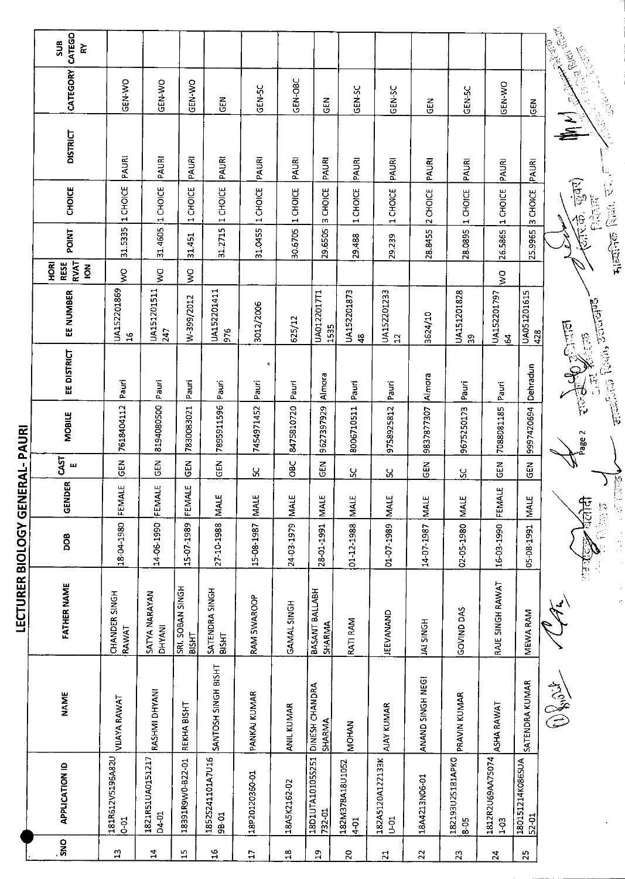# LECTURER BIOLOGY GENERAL- PAURI

| SNO | APPLICATION ID | NAME | FATHER NAME | DOB | GENDER | CASTE | MOBILE | EE DISTRICT | EE NUMBER | HORI RESERVATION | POINT | CHOICE | DISTRICT | CATEGORY | SUB CATEGORY |
|---|---|---|---|---|---|---|---|---|---|---|---|---|---|---|---|
| 13 | 181R612V5196A82U0-01 | VIJAYA RAWAT | CHANDER SINGH RAWAT | 18-04-1980 | FEMALE | GEN | 7618404112 | Pauri | UA15220186916 | WO | 31.5335 | 1 CHOICE | PAURI | GEN-WO | |
| 14 | 1821R51UA0151217D4-01 | RASHMI DHYANI | SATYA NARAYAN DHYANI | 14-06-1990 | FEMALE | GEN | 8194080500 | Pauri | UA151201511247 | WO | 31.4605 | 1 CHOICE | PAURI | GEN-WO | |
| 15 | 18391R9W0-822-01 | REKHA BISHT | SRI. SOBAN SINGH BISHT | 15-07-1989 | FEMALE | GEN | 7830083021 | Pauri | W-399/2012 | WO | 31.451 | 1 CHOICE | PAURI | GEN-WO | |
| 16 | 1852S241101A7U169B-01 | SANTOSH SINGH BISHT | SATENDRA SINGH BISHT | 27-10-1988 | MALE | GEN | 7895911596 | Pauri | UA152201411976 | | 31.2715 | 1 CHOICE | PAURI | GEN | |
| 17 | 18P20120360-01 | PANKAJ KUMAR | RAM SWAROOP | 15-08-1987 | MALE | SC | 7454971452 | Pauri | 3012/2006 | | 31.0455 | 1 CHOICE | PAURI | GEN-SC | |
| 18 | 18A5K2162-02 | ANIL KUMAR | GAMAL SINGH | 24-03-1979 | MALE | OBC | 8475810720 | Pauri | 625/12 | | 30.6705 | 1 CHOICE | PAURI | GEN-OBC | |
| 19 | 18D1UTA101055251732-01 | DINESH CHANDRA SHARMA | BASANT BALLABH SHARMA | 28-01-1991 | MALE | GEN | 9627397929 | Almora | UA0122017T11535 | | 29.6505 | 3 CHOICE | PAURI | GEN | |
| 20 | 182M378A18U10524-01 | MOHAN | RATI RAM | 01-12-1988 | MALE | SC | 8006710511 | Pauri | UA15220187348 | | 29.488 | 1 CHOICE | PAURI | GEN-SC | |
| 21 | 182A5120A122133KU-01 | AJAY KUMAR | JEEVANAND | 01-07-1989 | MALE | SC | 9758925812 | Pauri | UA15220123312 | | 29.239 | 1 CHOICE | PAURI | GEN-SC | |
| 22 | 18A4213N06-01 | ANAND SINGH NEGI | JAI SINGH | 14-07-1987 | MALE | GEN | 9837877307 | Almora | 3624/10 | | 28.8455 | 2 CHOICE | PAURI | GEN | |
| 23 | 182193U25181APK08-05 | PRAVIN KUMAR | GOVIND DAS | 02-05-1980 | MALE | SC | 9675250173 | Pauri | UA15120182839 | | 28.0895 | 1 CHOICE | PAURI | GEN-SC | |
| 24 | 1812R2U69AA750741-03 | ASHA RAWAT | RAJE SINGH RAWAT | 16-03-1990 | FEMALE | GEN | 7088081185 | Pauri | UA15220179764 | WO | 26.5865 | 1 CHOICE | PAURI | GEN-WO | |
| 25 | 180151214K0865UA52-01 | SATENDRA KUMAR | MEWA RAM | 05-08-1991 | MALE | GEN | 9997420694 | Dehradun | UA051201615428 | | 25.9965 | 3 CHOICE | PAURI | GEN | |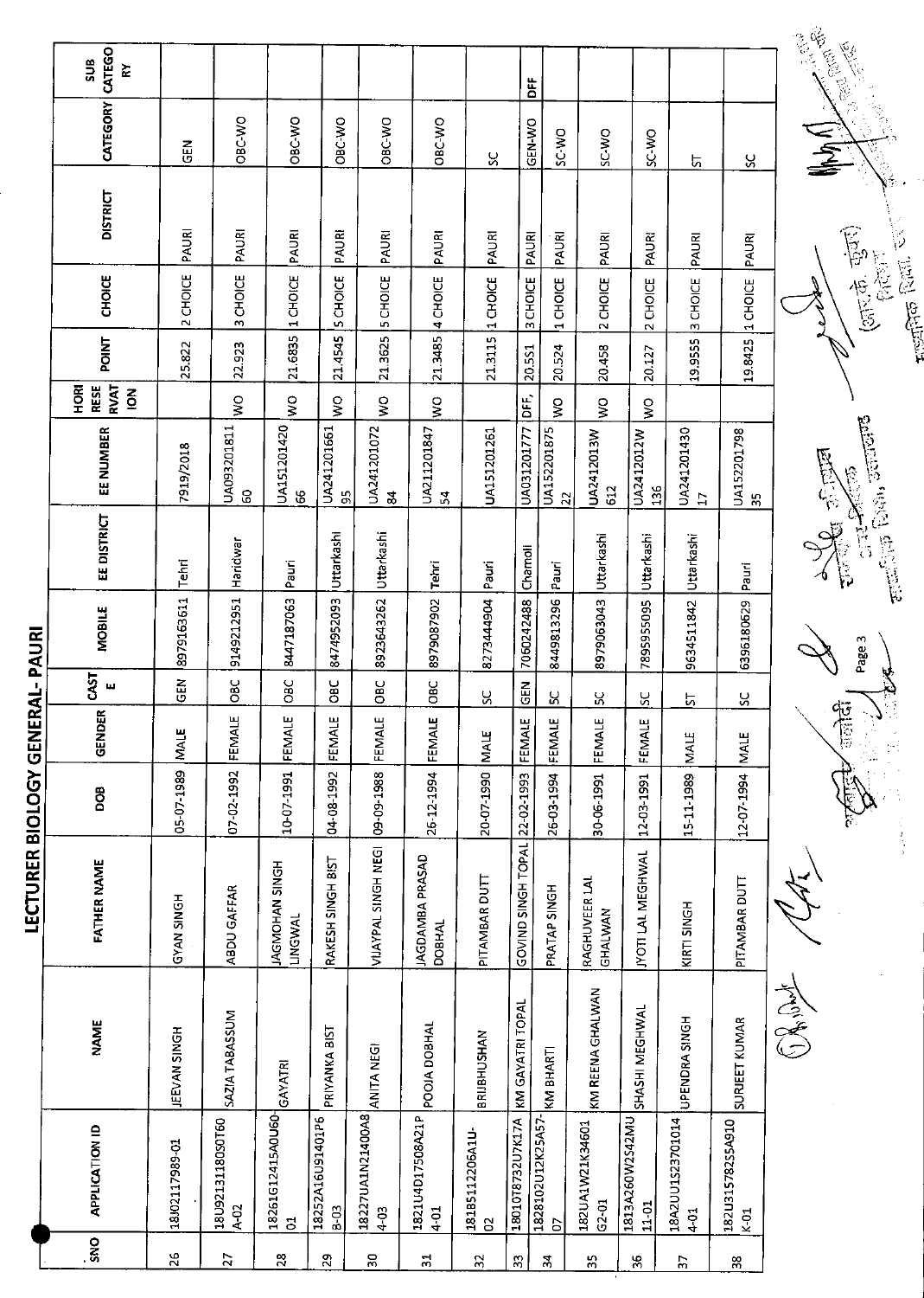# LECTURER BIOLOGY GENERAL- PAURI

| SNO | APPLICATION ID | NAME | FATHER NAME | DOB | GENDER | CASTE | MOBILE | EE DISTRICT | EE NUMBER | HORIZONTAL RESERVATION | POINT | CHOICE | DISTRICT | CATEGORY | SUB CATEGORY |
|---|---|---|---|---|---|---|---|---|---|---|---|---|---|---|---|
| 26 | 18J02117989-01 | JEEVAN SINGH | GYAN SINGH | 05-07-1989 | MALE | GEN | 8979163611 | Tehri | 7919/2018 | | 25.822 | 2 CHOICE | PAURI | GEN | |
| 27 | 18U92131180S0T60A-02 | SAZIA TABASSUM | ABDU GAFFAR | 07-02-1992 | FEMALE | OBC | 9149212951 | Haridwar | UA09320181160 | WO | 22.923 | 3 CHOICE | PAURI | OBC-WO | |
| 28 | 18261G12415A0U6001 | GAYATRI | JAGMOHAN SINGH LINGWAL | 10-07-1991 | FEMALE | OBC | 8447187063 | Pauri | UA15120142066 | WO | 21.6835 | 1 CHOICE | PAURI | OBC-WO | |
| 29 | 18252A16U91401P68-03 | PRIYANKA BIST | RAKESH SINGH BIST | 04-08-1992 | FEMALE | OBC | 8474952093 | Uttarkashi | UA24120166195 | WO | 21.4545 | 5 CHOICE | PAURI | OBC-WO | |
| 30 | 18227UA1N21400A84-03 | ANITA NEGI | VIJAYPAL SINGH NEGI | 09-09-1988 | FEMALE | OBC | 8923643262 | Uttarkashi | UA24120107284 | WO | 21.3625 | 5 CHOICE | PAURI | OBC-WO | |
| 31 | 1821U4D17508A21P4-01 | POOJA DOBHAL | JAGDAMBA PRASAD DOBHAL | 26-12-1994 | FEMALE | OBC | 8979087902 | Tehri | UA21120184754 | WO | 21.3485 | 4 CHOICE | PAURI | OBC-WO | |
| 32 | 181B5112206A1U-02 | BRIJBHUSHAN | PITAMBAR DUTT | 20-07-1990 | MALE | SC | 8273444904 | Pauri | UA151201261 | | 21.3115 | 1 CHOICE | PAURI | SC | |
| 33 | 180107B732U7K17A | KM GAYATRI TOPAL | GOVIND SINGH TOPAL | 22-02-1993 | FEMALE | GEN | 7060242488 | Chamoli | UA031201777 | DFF. | 20.551 | 3 CHOICE | PAURI | GEN-WO | DFF |
| 34 | 1828102U12K25A57-07 | KM BHARTI | PRATAP SINGH | 26-03-1994 | FEMALE | SC | 8449813296 | Pauri | UA15220187522 | WO | 20.524 | 1 CHOICE | PAURI | SC-WO | |
| 35 | 182UA1W21K34601G2-01 | KM REENA GHALWAN | RAGHUVEER LAL GHALWAN | 30-06-1991 | FEMALE | SC | 8979063043 | Uttarkashi | UA2412013W612 | WO | 20.458 | 2 CHOICE | PAURI | SC-WO | |
| 36 | 1813A260W2S42MU11-01 | SHASHI MEGHWAL | JYOTI LAL MEGHWAL | 12-03-1991 | FEMALE | SC | 7895955095 | Uttarkashi | UA2412012W136 | WO | 20.127 | 2 CHOICE | PAURI | SC-WO | |
| 37 | 18A2UU1S23701014 4-01 | UPENDRA SINGH | KIRTI SINGH | 15-11-1989 | MALE | ST | 9634511842 | Uttarkashi | UA24120143017 | | 19.9555 | 3 CHOICE | PAURI | ST | |
| 38 | 182U315782S5A910K-01 | SURJEET KUMAR | PITAMBAR DUTT | 12-07-1994 | MALE | SC | 6396180629 | Pauri | UA15220179835 | | 19.8425 | 1 CHOICE | PAURI | SC | |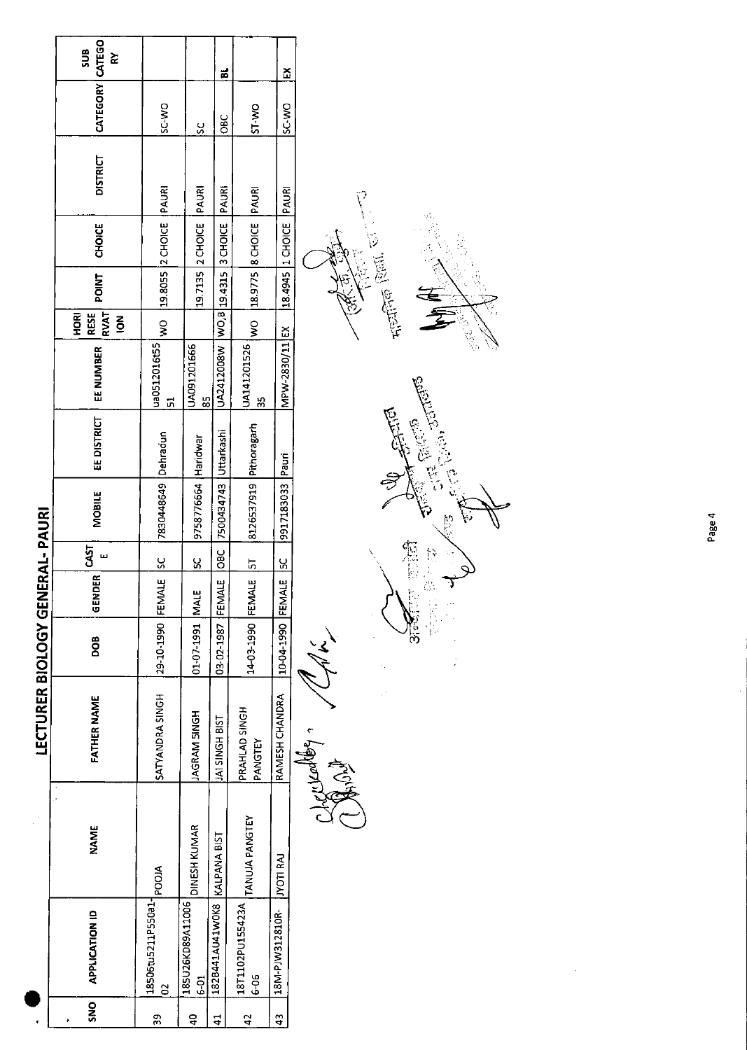# LECTURER BIOLOGY GENERAL- PAURI

| SNO | APPLICATION ID | NAME | FATHER NAME | DOB | GENDER | CASTE | MOBILE | EE DISTRICT | EE NUMBER | HORI RESERVATION | POINT | CHOICE | DISTRICT | CATEGORY | SUB CATEGORY |
|---|---|---|---|---|---|---|---|---|---|---|---|---|---|---|---|
| 39 | 18506tu5211P550a1-02 | POOJA | SATYANDRA SINGH | 29-10-1990 | FEMALE | SC | 7830448649 | Dehradun | ua0512016t5551 | WO | 19.8055 | 2 CHOICE | PAURI | SC-WO | |
| 40 | 185U26KD89A110066-01 | DINESH KUMAR | JAGRAM SINGH | 01-07-1991 | MALE | SC | 9758776664 | Haridwar | UA09120166685 | | 19.7135 | 2 CHOICE | PAURI | SC | |
| 41 | 182B441AU41W0K8 | KALPANA BIST | JAI SINGH BIST | 03-02-1987 | FEMALE | OBC | 7500434743 | Uttarkashi | UA2412008W | WO,B | 19.4315 | 3 CHOICE | PAURI | OBC | BL |
| 42 | 18T1102PU155423A6-06 | TANUJA PANGTEY | PRAHLAD SINGH PANGTEY | 14-03-1990 | FEMALE | ST | 8126537919 | Pithoragarh | UA14120152635 | WO | 18.9775 | 8 CHOICE | PAURI | ST-WO | |
| 43 | 18M-PJW312810R- | JYOTI RAJ | RAMESH CHANDRA | 10-04-1990 | FEMALE | SC | 9917183033 | Pauri | MPW-2830/11 | EX | 18.4945 | 1 CHOICE | PAURI | SC-WO | EX |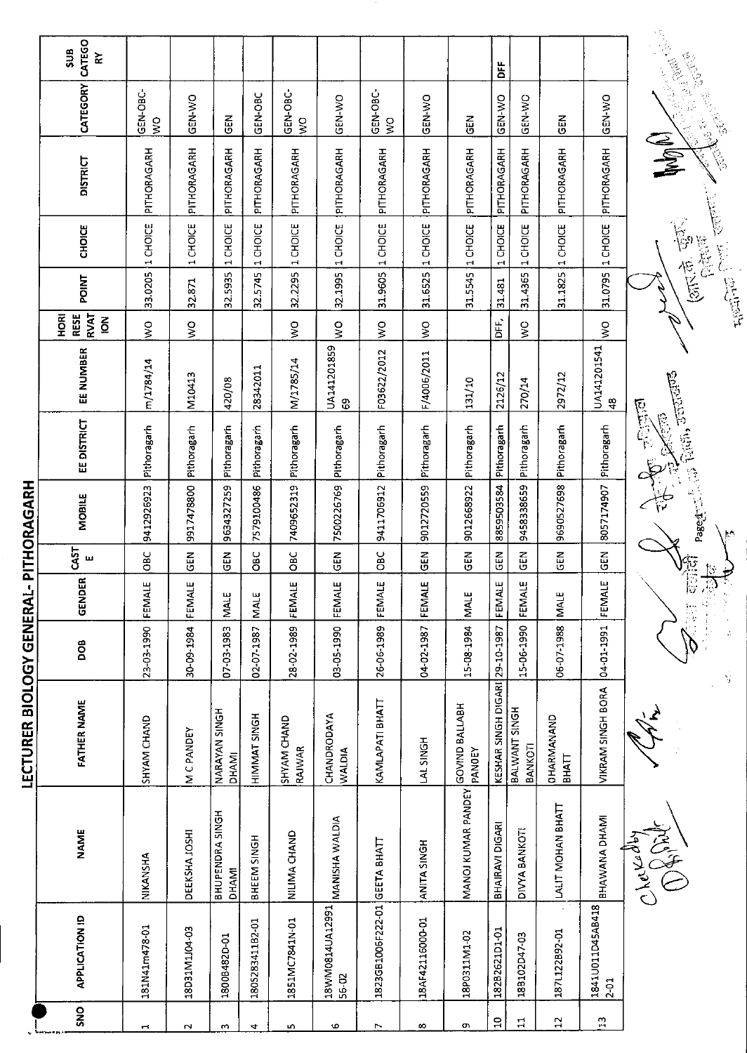# LECTURER BIOLOGY GENERAL- PITHORAGARH

| SNO | APPLICATION ID | NAME | FATHER NAME | DOB | GENDER | CASTE | MOBILE | EE DISTRICT | EE NUMBER | HORI RESERVATION | POINT | CHOICE | DISTRICT | CATEGORY | SUB CATEGORY |
|---|---|---|---|---|---|---|---|---|---|---|---|---|---|---|---|
| 1 | 181N41m478-01 | NIKANSHA | SHYAM CHAND | 23-03-1990 | FEMALE | OBC | 9412926923 | Pithoragarh | m/1784/14 | WO | 33.0205 | 1 CHOICE | PITHORAGARH | GEN-OBC-WO | |
| 2 | 18D31M1J04-03 | DEEKSHA JOSHI | M C PANDEY | 30-09-1984 | FEMALE | GEN | 9917478800 | Pithoragarh | M10413 | WO | 32.871 | 1 CHOICE | PITHORAGARH | GEN-WO | |
| 3 | 1800B482D-01 | BHUPENDRA SINGH DHAMI | NARAYAN SINGH DHAMI | 07-03-1983 | MALE | GEN | 9634327259 | Pithoragarh | 420/08 | | 32.5935 | 1 CHOICE | PITHORAGARH | GEN | |
| 4 | 180528341182-01 | BHEEM SINGH | HIMMAT SINGH | 02-07-1987 | MALE | OBC | 7579100486 | Pithoragarh | 28342011 | | 32.5745 | 1 CHOICE | PITHORAGARH | GEN-OBC | |
| 5 | 1851MC7841N-01 | NILIMA CHAND | SHYAM CHAND RAJWAR | 28-02-1989 | FEMALE | OBC | 7409652319 | Pithoragarh | M/1785/14 | WO | 32.2295 | 1 CHOICE | PITHORAGARH | GEN-OBC-WO | |
| 6 | 18WM0814UA12991 56-02 | MANISHA WALDIA | CHANDRODAYA WALDIA | 03-05-1990 | FEMALE | GEN | 7500226769 | Pithoragarh | UA14120185969 | WO | 32.1995 | 1 CHOICE | PITHORAGARH | GEN-WO | |
| 7 | 1823GB1006F222-01 | GEETA BHATT | KAMLAPATI BHATT | 26-06-1989 | FEMALE | OBC | 9411706912 | Pithoragarh | F03622/2012 | WO | 31.9605 | 1 CHOICE | PITHORAGARH | GEN-OBC-WO | |
| 8 | 18AF42116000-01 | ANITA SINGH | LAL SINGH | 04-02-1987 | FEMALE | GEN | 9012720559 | Pithoragarh | F/4006/2011 | WO | 31.6525 | 1 CHOICE | PITHORAGARH | GEN-WO | |
| 9 | 18P0311M1-02 | MANOJ KUMAR PANDEY | GOVIND BALLABH PANDEY | 15-08-1984 | MALE | GEN | 9012668922 | Pithoragarh | 131/10 | | 31.5545 | 1 CHOICE | PITHORAGARH | GEN | |
| 10 | 1828262lD1-01 | BHAIRAVI DIGARI | KESHAR SINGH DIGARI | 29-10-1987 | FEMALE | GEN | 8859503584 | Pithoragarh | 2126/12 | DFF, | 31.481 | 1 CHOICE | PITHORAGARH | GEN-WO | DFF |
| 11 | 18B102D47-03 | DIVYA BANKOTI | BALWANT SINGH BANKOTI | 15-06-1990 | FEMALE | GEN | 9458338659 | Pithoragarh | 270/14 | WO | 31.4365 | 1 CHOICE | PITHORAGARH | GEN-WO | |
| 12 | 1871122B92-01 | LALIT MOHAN BHATT | DHARMANAND BHATT | 06-07-1988 | MALE | GEN | 9690527698 | Pithoragarh | 2972/12 | | 31.1825 | 1 CHOICE | PITHORAGARH | GEN | |
| 13 | 1841U011D45AB418 2-01 | BHAWANA DHAMI | VIKRAM SINGH BORA | 04-01-1991 | FEMALE | GEN | 8057174907 | Pithoragarh | UA14120154148 | WO | 31.0795 | 1 CHOICE | PITHORAGARH | GEN-WO | |

Checked by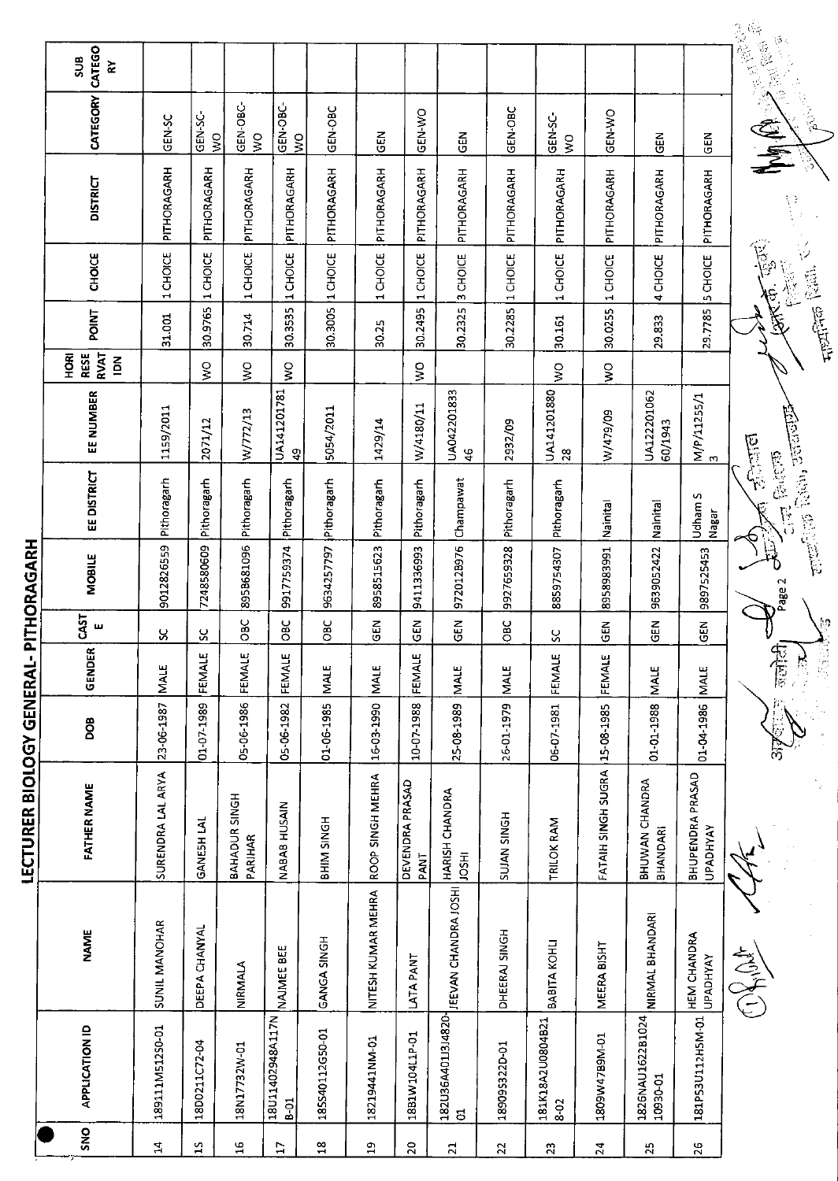# LECTURER BIOLOGY GENERAL- PITHORAGARH

| SNO | APPLICATION ID | NAME | FATHER NAME | DOB | GENDER | CASTE | MOBILE | EE DISTRICT | EE NUMBER | HORI RESERVATION | POINT | CHOICE | DISTRICT | CATEGORY | SUB CATEGORY |
|---|---|---|---|---|---|---|---|---|---|---|---|---|---|---|---|
| 14 | 189111M512S0-01 | SUNIL MANOHAR | SURENDRA LAL ARYA | 23-06-1987 | MALE | SC | 9012826559 | Pithoragarh | 1159/2011 | | 31.001 | 1 CHOICE | PITHORAGARH | GEN-SC | |
| 15 | 18D0211C72-04 | DEEPA CHANYAL | GANESH LAL | 01-07-1989 | FEMALE | SC | 7248580609 | Pithoragarh | 2071/12 | WO | 30.9765 | 1 CHOICE | PITHORAGARH | GEN-SC-WO | |
| 16 | 18N17732W-01 | NIRMALA | BAHADUR SINGH PARIHAR | 05-06-1986 | FEMALE | OBC | 8958681096 | Pithoragarh | W/772/13 | WO | 30.714 | 1 CHOICE | PITHORAGARH | GEN-OBC-WO | |
| 17 | 18U11402948A117N B-01 | NAJMEE BEE | NABAB HUSAIN | 05-06-1982 | FEMALE | OBC | 9917759374 | Pithoragarh | UA14120178149 | WO | 30.3535 | 1 CHOICE | PITHORAGARH | GEN-OBC-WO | |
| 18 | 18SS40112G50-01 | GANGA SINGH | BHIM SINGH | 01-06-1985 | MALE | OBC | 9634257797 | Pithoragarh | 5054/2011 | | 30.3005 | 1 CHOICE | PITHORAGARH | GEN-OBC | |
| 19 | 18219441NM-01 | NITESH KUMAR MEHRA | ROOP SINGH MEHRA | 16-03-1990 | MALE | GEN | 8958515623 | Pithoragarh | 1429/14 | | 30.25 | 1 CHOICE | PITHORAGARH | GEN | |
| 20 | 18B1W104L1P-01 | LATA PANT | DEVENDRA PRASAD PANT | 10-07-1988 | FEMALE | GEN | 9411336993 | Pithoragarh | W/4180/11 | WO | 30.2495 | 1 CHOICE | PITHORAGARH | GEN-WO | |
| 21 | 182U36A401IJ4820-01 | JEEVAN CHANDRA JOSHI | HARISH CHANDRA JOSHI | 25-08-1989 | MALE | GEN | 9720128976 | Champawat | UA04220183346 | | 30.2325 | 3 CHOICE | PITHORAGARH | GEN | |
| 22 | 18909S322D-01 | DHEERAJ SINGH | SUJAN SINGH | 26-01-1979 | MALE | OBC | 9927659328 | Pithoragarh | 2932/09 | | 30.2285 | 1 CHOICE | PITHORAGARH | GEN-OBC | |
| 23 | 181K18A2U0804B21 8-02 | BABITA KOHLI | TRILOK RAM | 06-07-1981 | FEMALE | SC | 8859754307 | Pithoragarh | UA14120188028 | WO | 30.161 | 1 CHOICE | PITHORAGARH | GEN-SC-WO | |
| 24 | 1809W47B9M-01 | MEERA BISHT | FATAIH SINGH SUGRA | 15-08-1985 | FEMALE | GEN | 8958983991 | Nainital | W/479/09 | WO | 30.0255 | 1 CHOICE | PITHORAGARH | GEN-WO | |
| 25 | 1826NAU1622B1024 10930-01 | NIRMAL BHANDARI | BHUWAN CHANDRA BHANDARI | 01-01-1988 | MALE | GEN | 9639052422 | Nainital | UA12220106260/1943 | | 29.833 | 4 CHOICE | PITHORAGARH | GEN | |
| 26 | 181P53U112H5M-01 | HEM CHANDRA UPADHYAY | BHUPENDRA PRASAD UPADHYAY | 01-04-1986 | MALE | GEN | 9897525453 | Udham S Nagar | M/P/11255/13 | | 29.7785 | 5 CHOICE | PITHORAGARH | GEN | |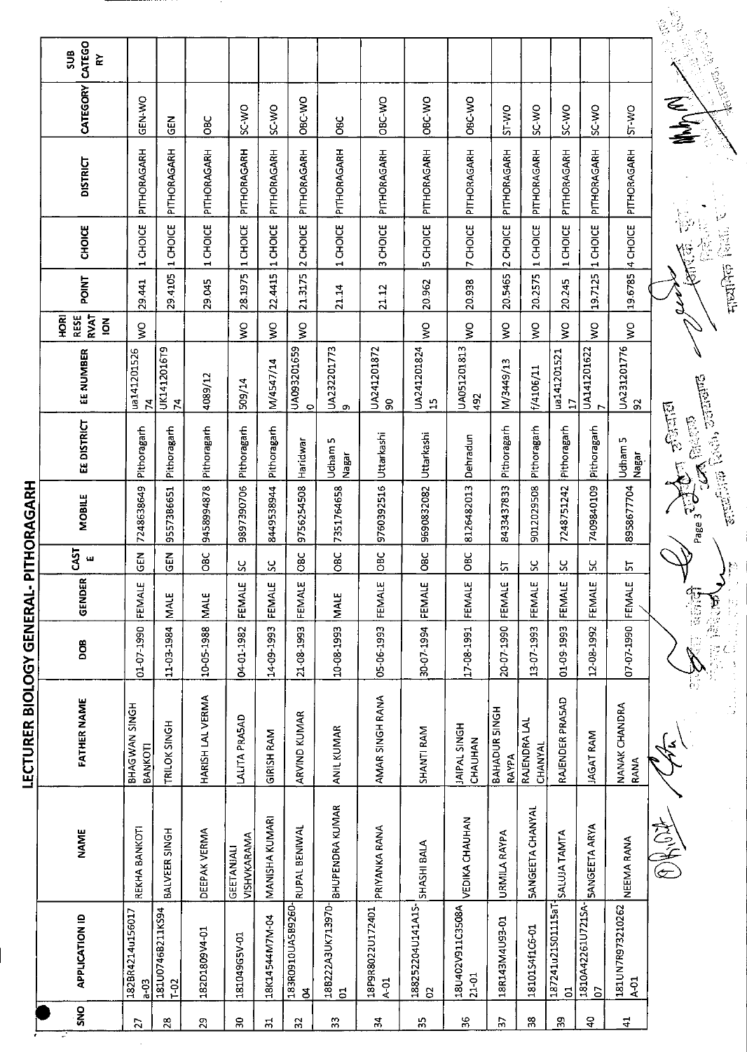# LECTURER BIOLOGY GENERAL- PITHORAGARH

| SNO | APPLICATION ID | NAME | FATHER NAME | DOB | GENDER | CASTE | MOBILE | EE DISTRICT | EE NUMBER | HORIRESERVATION | POINT | CHOICE | DISTRICT | CATEGORY | SUB CATEGORY |
|---|---|---|---|---|---|---|---|---|---|---|---|---|---|---|---|
| 27 | 182BR4214u156017a-03 | REKHA BANKOTI | BHAGWAN SINGH BANKOTI | 01-07-1990 | FEMALE | GEN | 7248638649 | Pithoragarh | ua14120152674 | WO | 29.441 | 1 CHOICE | PITHORAGARH | GEN-WO | |
| 28 | 181U0746B211K594T-02 | BALVEER SINGH | TRILOK SINGH | 11-03-1984 | MALE | GEN | 9557386651 | Pithoragarh | UK14120167974 | | 29.4105 | 1 CHOICE | PITHORAGARH | GEN | |
| 29 | 182D1809V4-01 | DEEPAK VERMA | HARISH LAL VERMA | 10-05-1988 | MALE | OBC | 9458994878 | Pithoragarh | 4089/12 | | 29.045 | 1 CHOICE | PITHORAGARH | OBC | |
| 30 | 181049G5V-01 | GEETANJALI VISHVKARAMA | LALITA PRASAD | 04-01-1982 | FEMALE | SC | 9897390706 | Pithoragarh | 509/14 | WO | 28.1975 | 1 CHOICE | PITHORAGARH | SC-WO | |
| 31 | 18K14544M7M-04 | MANISHA KUMARI | GIRISH RAM | 14-09-1993 | FEMALE | SC | 8449538944 | Pithoragarh | M/4547/14 | WO | 22.4415 | 1 CHOICE | PITHORAGARH | SC-WO | |
| 32 | 183R0910UA589260-04 | RUPAL BENIWAL | ARVIND KUMAR | 21-08-1993 | FEMALE | OBC | 9756254508 | Haridwar | UA0932016590 | WO | 21.3175 | 2 CHOICE | PITHORAGARH | OBC-WO | |
| 33 | 18B222A3UK713970-01 | BHUPENDRA KUMAR | ANIL KUMAR | 10-08-1993 | MALE | OBC | 7351764658 | Udham S Nagar | UA2322017739 | | 21.14 | 1 CHOICE | PITHORAGARH | OBC | |
| 34 | 18P9R8022U172401A-01 | PRIYANKA RANA | AMAR SINGH RANA | 05-06-1993 | FEMALE | OBC | 9760392516 | Uttarkashi | UA24120187290 | | 21.12 | 3 CHOICE | PITHORAGARH | OBC-WO | |
| 35 | 18825220 4U141A1S-02 | SHASHI BALA | SHANTI RAM | 30-07-1994 | FEMALE | OBC | 9690832082 | Uttarkashi | UA24120182415 | WO | 20.962 | 5 CHOICE | PITHORAGARH | OBC-WO | |
| 36 | 18U402V911C3508A21-01 | VEDIKA CHAUHAN | JAIPAL SINGH CHAUHAN | 17-08-1991 | FEMALE | OBC | 8126482013 | Dehradun | UA051201813492 | WO | 20.938 | 7 CHOICE | PITHORAGARH | OBC-WO | |
| 37 | 18R143M4U93-01 | URMILA RAYPA | BAHADUR SINGH RAYPA | 20-07-1990 | FEMALE | ST | 8433437833 | Pithoragarh | M/3449/13 | WO | 20.5465 | 2 CHOICE | PITHORAGARH | ST-WO | |
| 38 | 18101S4f1C6-01 | SANGEETA CHANYAL | RAJENDRA LAL CHANYAL | 13-07-1993 | FEMALE | SC | 9012029508 | Pithoragarh | f/4106/11 | WO | 20.2575 | 1 CHOICE | PITHORAGARH | SC-WO | |
| 39 | 187241u21S01115aT-01 | SALUJA TAMTA | RAJENDER PRASAD | 01-09-1993 | FEMALE | SC | 7248751242 | Pithoragarh | ua14120152117 | WO | 20.245 | 1 CHOICE | PITHORAGARH | SC-WO | |
| 40 | 1810A42261U721SA-07 | SANGEETA ARYA | JAGAT RAM | 12-08-1992 | FEMALE | SC | 7409840109 | Pithoragarh | UA141201622 7 | WO | 19.7125 | 1 CHOICE | PITHORAGARH | SC-WO | |
| 41 | 181UN7R973210262A-01 | NEEMA RANA | NANAK CHANDRA RANA | 07-07-1990 | FEMALE | ST | 8958677704 | Udham S Nagar | UA23120177692 | WO | 19.6785 | 4 CHOICE | PITHORAGARH | ST-WO | |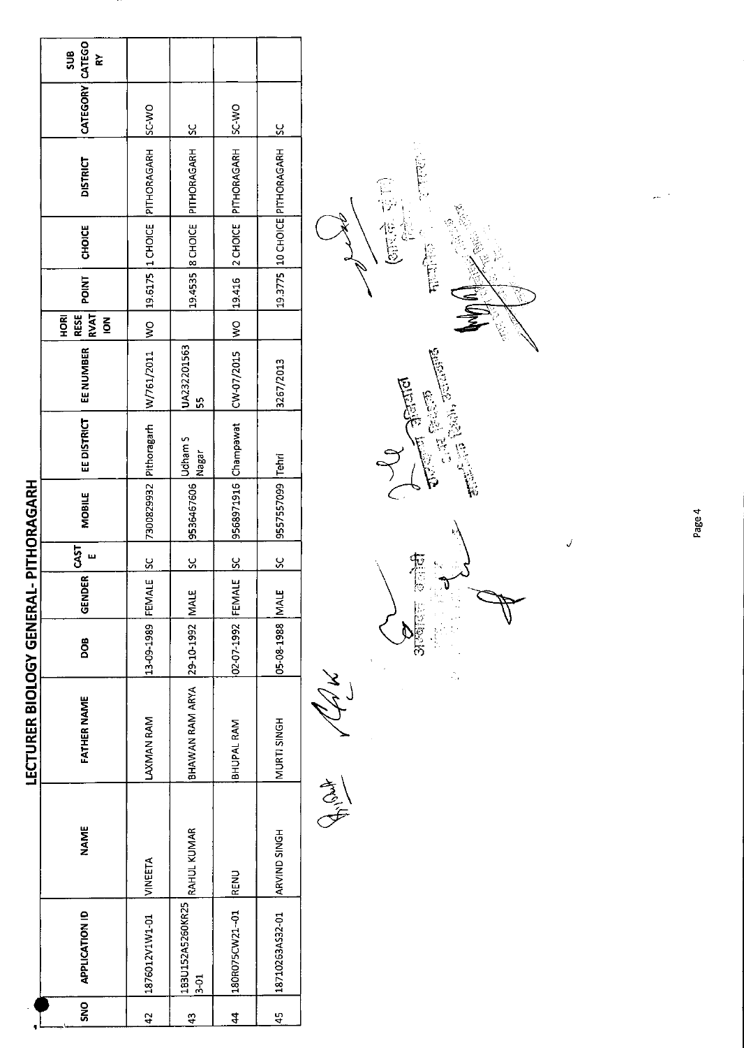# LECTURER BIOLOGY GENERAL- PITHORAGARH

| SNO | APPLICATION ID | NAME | FATHER NAME | DOB | GENDER | CASTE | MOBILE | EE DISTRICT | EE NUMBER | HORI RESERVATION | POINT | CHOICE | DISTRICT | CATEGORY | SUB CATEGORY |
|---|---|---|---|---|---|---|---|---|---|---|---|---|---|---|---|
| 42 | 1876012V1W1-01 | VINEETA | LAXMAN RAM | 13-09-1989 | FEMALE | SC | 7300829932 | Pithoragarh | W/761/2011 | WO | 19.6175 | 1 CHOICE | PITHORAGARH | SC-WO | |
| 43 | 1B3U152A5260KR253-01 | RAHUL KUMAR | BHAWAN RAM ARYA | 29-10-1992 | MALE | SC | 9536467606 | Udham S Nagar | UA23220156355 | | 19.4535 | 8 CHOICE | PITHORAGARH | SC | |
| 44 | 180R075CW21-01 | RENU | BHUPAL RAM | 02-07-1992 | FEMALE | SC | 9568971916 | Champawat | CW-07/2015 | WO | 19.416 | 2 CHOICE | PITHORAGARH | SC-WO | |
| 45 | 18710263A32-01 | ARVIND SINGH | MURTI SINGH | 05-08-1988 | MALE | SC | 9557557099 | Tehri | 3267/2013 | | 19.3775 | 10 CHOICE | PITHORAGARH | SC | |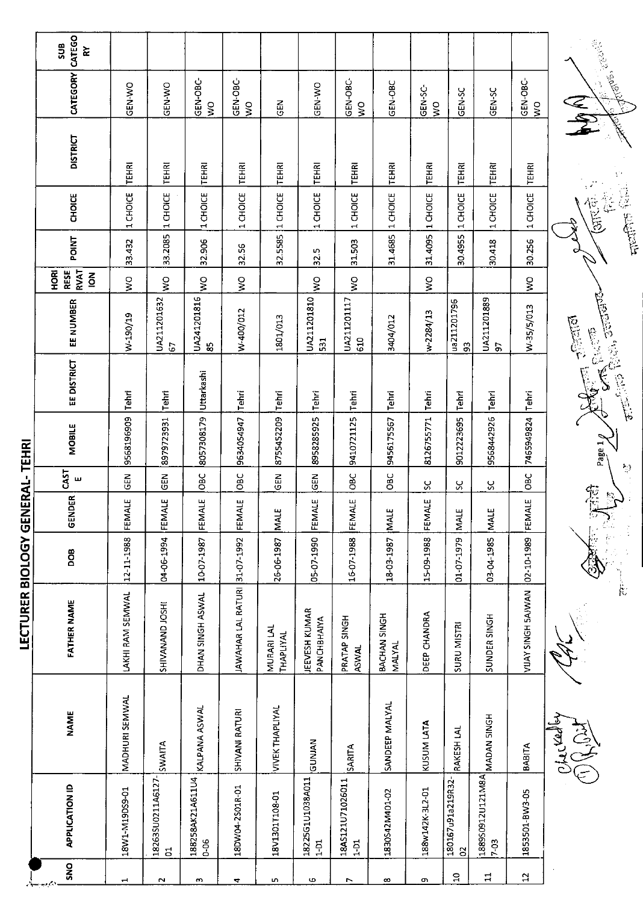# LECTURER BIOLOGY GENERAL- TEHRI

| SNO | APPLICATION ID | NAME | FATHER NAME | DOB | GENDER | CASTE | MOBILE | EE DISTRICT | EE NUMBER | HORI RESERVATION | POINT | CHOICE | DISTRICT | CATEGORY | SUB CATEGORY |
|---|---|---|---|---|---|---|---|---|---|---|---|---|---|---|---|
| 1 | 18W1-M19DS9-01 | MADHURI SEMWAL | LAKHI RAM SEMWAL | 12-11-1988 | FEMALE | GEN | 9568196909 | Tehri | W-190/19 | WO | 33.432 | 1 CHOICE | TEHRI | GEN-WO | |
| 2 | 18263SU0211A6127-01 | SWAITA | SHIVANAND JOSHI | 04-06-1994 | FEMALE | GEN | 8979723931 | Tehri | UA21120163267 | WO | 33.2085 | 1 CHOICE | TEHRI | GEN-WO | |
| 3 | 188258AK21A611U40-06 | KALPANA ASWAL | DHAN SINGH ASWAL | 10-07-1987 | FEMALE | OBC | 8057308179 | Uttarkashi | UA24120181685 | WO | 32.906 | 1 CHOICE | TEHRI | GEN-OBC-WO | |
| 4 | 18DW04-2S01R-01 | SHIVANI RATURI | JAWAHAR LAL RATURI | 31-07-1992 | FEMALE | OBC | 9634054947 | Tehri | W-400/012 | WO | 32.56 | 1 CHOICE | TEHRI | GEN-OBC-WO | |
| 5 | 18V1301T108-01 | VIVEK THAPLIYAL | MURARI LAL THAPLIYAL | 26-06-1987 | MALE | GEN | 8755452209 | Tehri | 1801/013 | | 32.5585 | 1 CHOICE | TEHRI | GEN | |
| 6 | 18225G1U1038A0111-01 | GUNJAN | JEEVESH KUMAR PANCHBHAIYA | 05-07-1990 | FEMALE | GEN | 8958285925 | Tehri | UA211201810531 | WO | 32.5 | 1 CHOICE | TEHRI | GEN-WO | |
| 7 | 18AS121U71026011-01 | SARITA | PRATAP SINGH ASWAL | 16-07-1988 | FEMALE | OBC | 9410721125 | Tehri | UA211201117610 | WO | 31.503 | 1 CHOICE | TEHRI | GEN-OBC-WO | |
| 8 | 1830S42M401-02 | SANDEEP MALYAL | BACHAN SINGH MALYAL | 18-03-1987 | MALE | OBC | 9456175567 | Tehri | 3404/012 | | 31.4685 | 1 CHOICE | TEHRI | GEN-OBC | |
| 9 | 188w142K-3L2-01 | KUSUM LATA | DEEP CHANDRA | 15-09-1988 | FEMALE | SC | 8126755771 | Tehri | w-2284/13 | WO | 31.4095 | 1 CHOICE | TEHRI | GEN-SC-WO | |
| 10 | 180167u91a219R32-02 | RAKESH LAL | SURU MISTRI | 01-07-1979 | MALE | SC | 9012223695 | Tehri | ua21120179693 | | 30.4955 | 1 CHOICE | TEHRI | GEN-SC | |
| 11 | 1889S0912U121M8A7-03 | MADAN SINGH | SUNDER SINGH | 03-04-1985 | MALE | SC | 9568442926 | Tehri | UA21120188997 | | 30.418 | 1 CHOICE | TEHRI | GEN-SC | |
| 12 | 1853501-BW3-05 | BABITA | VIJAY SINGH SAJWAN | 02-10-1989 | FEMALE | OBC | 7465949824 | Tehri | W-35/5/013 | WO | 30.256 | 1 CHOICE | TEHRI | GEN-OBC-WO | |

Checked by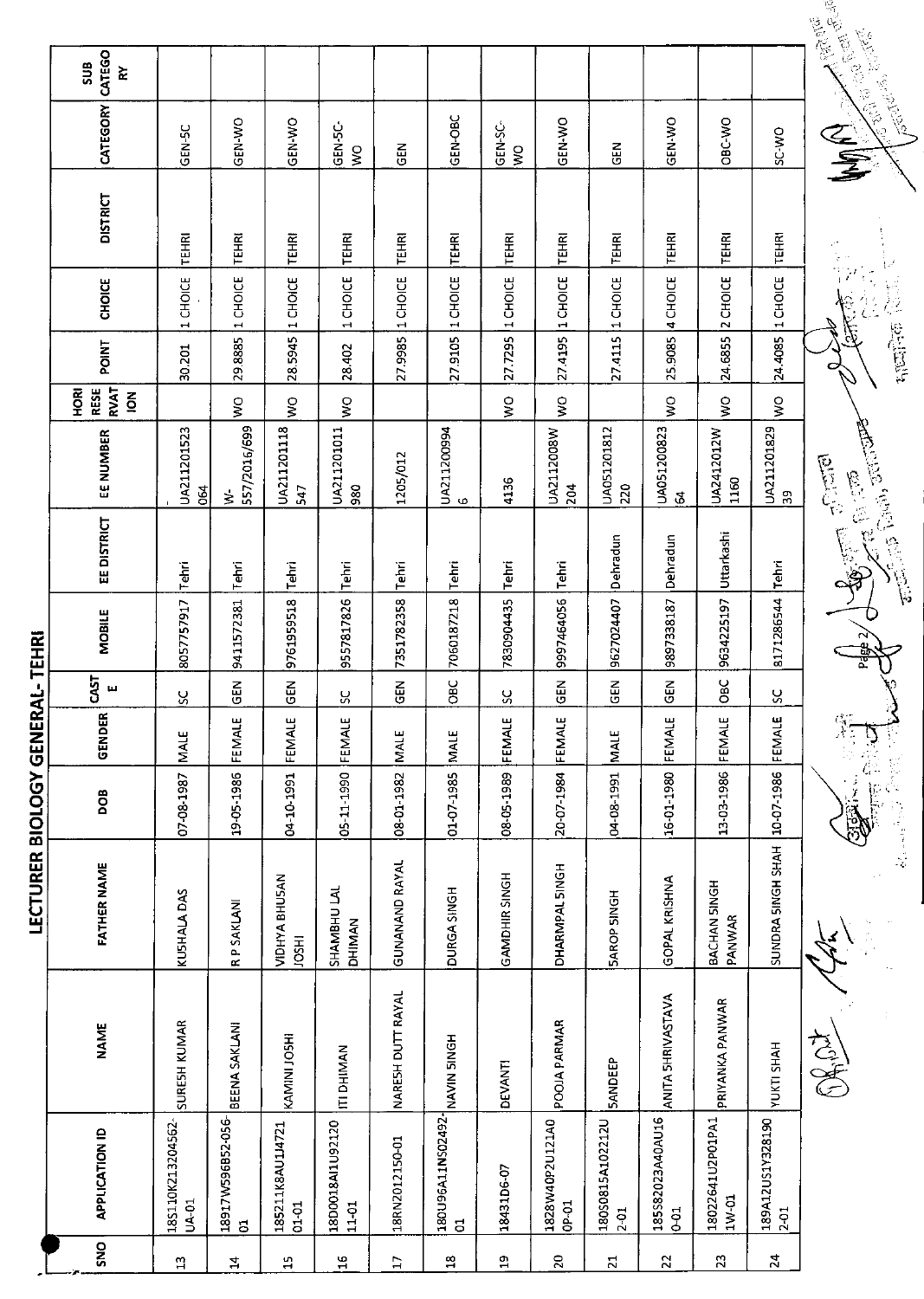# LECTURER BIOLOGY GENERAL- TEHRI

| SNO | APPLICATION ID | NAME | FATHER NAME | DOB | GENDER | CASTE | MOBILE | EE DISTRICT | EE NUMBER | HORI RESERVATION | POINT | CHOICE | DISTRICT | CATEGORY | SUB CATEGORY |
|---|---|---|---|---|---|---|---|---|---|---|---|---|---|---|---|
| 13 | 18S110K213204562-UA-01 | SURESH KUMAR | KUSHALA DAS | 07-08-1987 | MALE | SC | 8057757917 | Tehri | UA211201523 064 | | 30.201 | 1 CHOICE | TEHRI | GEN-SC | |
| 14 | 18917W596B52-056-01 | BEENA SAKLANI | R P SAKLANI | 19-05-1986 | FEMALE | GEN | 9411572381 | Tehri | W-557/2016/699 | WO | 29.8885 | 1 CHOICE | TEHRI | GEN-WO | |
| 15 | 185211K8AU1J4721 01-01 | KAMINI JOSHI | VIDHYA BHUSAN JOSHI | 04-10-1991 | FEMALE | GEN | 9761959518 | Tehri | UA211201118 547 | WO | 28.5945 | 1 CHOICE | TEHRI | GEN-WO | |
| 16 | 18D0018AI1U92120 11-01 | ITI DHIMAN | SHAMBHU LAL DHIMAN | 05-11-1990 | FEMALE | SC | 9557817826 | Tehri | UA211201011 980 | WO | 28.402 | 1 CHOICE | TEHRI | GEN-SC-WO | |
| 17 | 18RN2012150-01 | NARESH DUTT RAYAL | GUNANAND RAYAL | 08-01-1982 | MALE | GEN | 7351782358 | Tehri | 1205/012 | | 27.9985 | 1 CHOICE | TEHRI | GEN | |
| 18 | 180U96A11NS02492-01 | NAVIN SINGH | DURGA SINGH | 01-07-1985 | MALE | OBC | 7060187218 | Tehri | UA211200994 6 | | 27.9105 | 1 CHOICE | TEHRI | GEN-OBC | |
| 19 | 18431D6-07 | DEVANTI | GAMDHIR SINGH | 08-05-1989 | FEMALE | SC | 7830904435 | Tehri | 4136 | WO | 27.7295 | 1 CHOICE | TEHRI | GEN-SC-WO | |
| 20 | 1828W40P2U121A0 0P-01 | POOJA PARMAR | DHARMPAL SINGH | 20-07-1984 | FEMALE | GEN | 9997464056 | Tehri | UA2112008W 204 | WO | 27.4195 | 1 CHOICE | TEHRI | GEN-WO | |
| 21 | 180S0815A102212U 2-01 | SANDEEP | SAROP SINGH | 04-08-1991 | MALE | GEN | 9627024407 | Dehradun | UA051201812 220 | | 27.4115 | 1 CHOICE | TEHRI | GEN | |
| 22 | 185S82023A40AU16 0-01 | ANITA SHRIVASTAVA | GOPAL KRISHNA | 16-01-1980 | FEMALE | GEN | 9897338187 | Dehradun | UA051200823 64 | WO | 25.9085 | 4 CHOICE | TEHRI | GEN-WO | |
| 23 | 18022641U2P01PA1 1W-01 | PRIYANKA PANWAR | BACHAN SINGH PANWAR | 13-03-1986 | FEMALE | OBC | 9634225197 | Uttarkashi | UA2412012W 1160 | WO | 24.6855 | 2 CHOICE | TEHRI | OBC-WO | |
| 24 | 189A12US1Y328190 2-01 | YUKTI SHAH | SUNDRA SINGH SHAH | 10-07-1986 | FEMALE | SC | 8171286544 | Tehri | UA211201829 39 | WO | 24.4085 | 1 CHOICE | TEHRI | SC-WO | |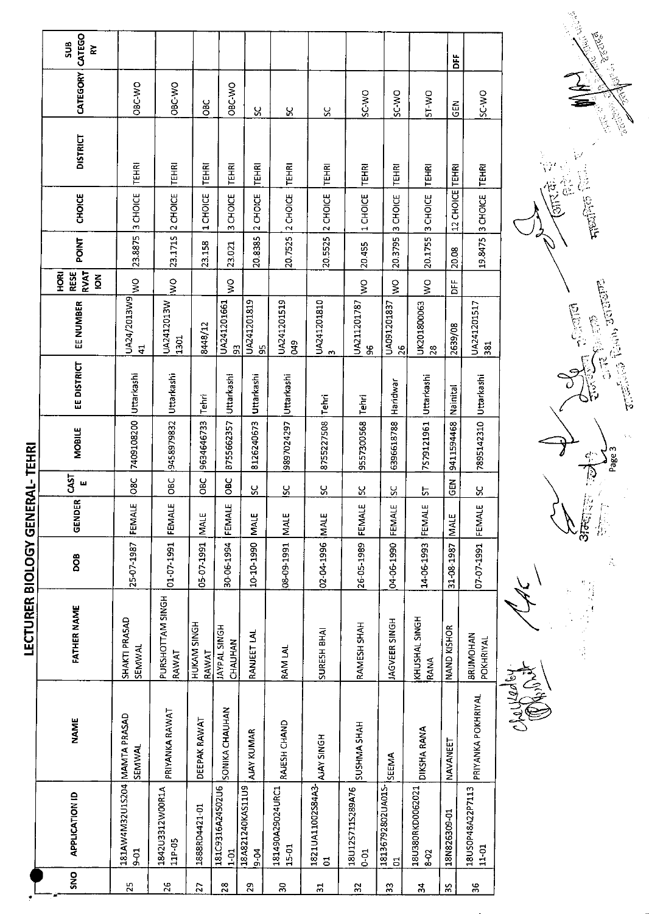# LECTURER BIOLOGY GENERAL- TEHRI

| SNO | APPLICATION ID | NAME | FATHER NAME | DOB | GENDER | CASTE | MOBILE | EE DISTRICT | EE NUMBER | HORI RESERVATION | POINT | CHOICE | DISTRICT | CATEGORY | SUB CATEGORY |
|---|---|---|---|---|---|---|---|---|---|---|---|---|---|---|---|
| 25 | 181AW4M32U1S2049-01 | MAMTA PRASAD SEMWAL | SHAKTI PRASAD SEMWAL | 25-07-1987 | FEMALE | OBC | 7409108200 | Uttarkashi | UA24/2013W941 | WO | 23.8875 | 3 CHOICE | TEHRI | OBC-WO | |
| 26 | 1842U3312W00R1A11P-05 | PRIYANKA RAWAT | PURSHOTTAM SINGH RAWAT | 01-07-1991 | FEMALE | OBC | 9458979832 | Uttarkashi | UA2412013W1301 | WO | 23.1715 | 2 CHOICE | TEHRI | OBC-WO | |
| 27 | 1888RD4421-01 | DEEPAK RAWAT | HUKAM SINGH RAWAT | 05-07-1991 | MALE | OBC | 9634646733 | Tehri | 8448/12 | | 23.158 | 1 CHOICE | TEHRI | OBC | |
| 28 | 181C9316A24502U61-01 | SONIKA CHAUHAN | JAYPAL SINGH CHAUHAN | 30-06-1994 | FEMALE | OBC | 8755662357 | Uttarkashi | UA24120166193 | WO | 23.021 | 3 CHOICE | TEHRI | OBC-WO | |
| 29 | 18A821240KAS11U99-04 | AJAY KUMAR | RANJEET LAL | 10-10-1990 | MALE | SC | 8126240673 | Uttarkashi | UA24120181995 | | 20.8385 | 2 CHOICE | TEHRI | SC | |
| 30 | 181490A29024URC115-01 | RAJESH CHAND | RAM LAL | 08-09-1991 | MALE | SC | 9897024297 | Uttarkashi | UA241201519049 | | 20.7525 | 2 CHOICE | TEHRI | SC | |
| 31 | 1821UA11002S84A3-01 | AJAY SINGH | SURESH BHAI | 02-04-1996 | MALE | SC | 8755227508 | Tehri | UA2412018103 | | 20.5525 | 2 CHOICE | TEHRI | SC | |
| 32 | 18U12S711S289A760-01 | SUSHMA SHAH | RAMESH SHAH | 26-05-1989 | FEMALE | SC | 9557300568 | Tehri | UA21120178796 | WO | 20.455 | 1 CHOICE | TEHRI | SC-WO | |
| 33 | 1813679280 2UA01S-01 | SEEMA | JAGVEER SINGH | 04-06-1990 | FEMALE | SC | 6396618788 | Haridwar | UA0912018372​6 | WO | 20.3795 | 3 CHOICE | TEHRI | SC-WO | |
| 34 | 18U380RKD00620218-02 | DIKSHA RANA | KHUSHAL SINGH RANA | 14-06-1993 | FEMALE | ST | 7579121961 | Uttarkashi | UK20180006328 | WO | 20.1755 | 3 CHOICE | TEHRI | ST-WO | |
| 35 | 18N826309-01 | NAVANEET | NAND KISHOR | 31-08-1987 | MALE | GEN | 9411594468 | Nainital | 2639/08 | DFF | 20.08 | 12 CHOICE | TEHRI | GEN | DFF |
| 36 | 18US0P48A22P711311-01 | PRIYANKA POKHRIYAL | BRIJMOHAN POKHRIYAL | 07-07-1991 | FEMALE | SC | 7895142310 | Uttarkashi | UA241201517381 | | 19.8475 | 3 CHOICE | TEHRI | SC-WO | |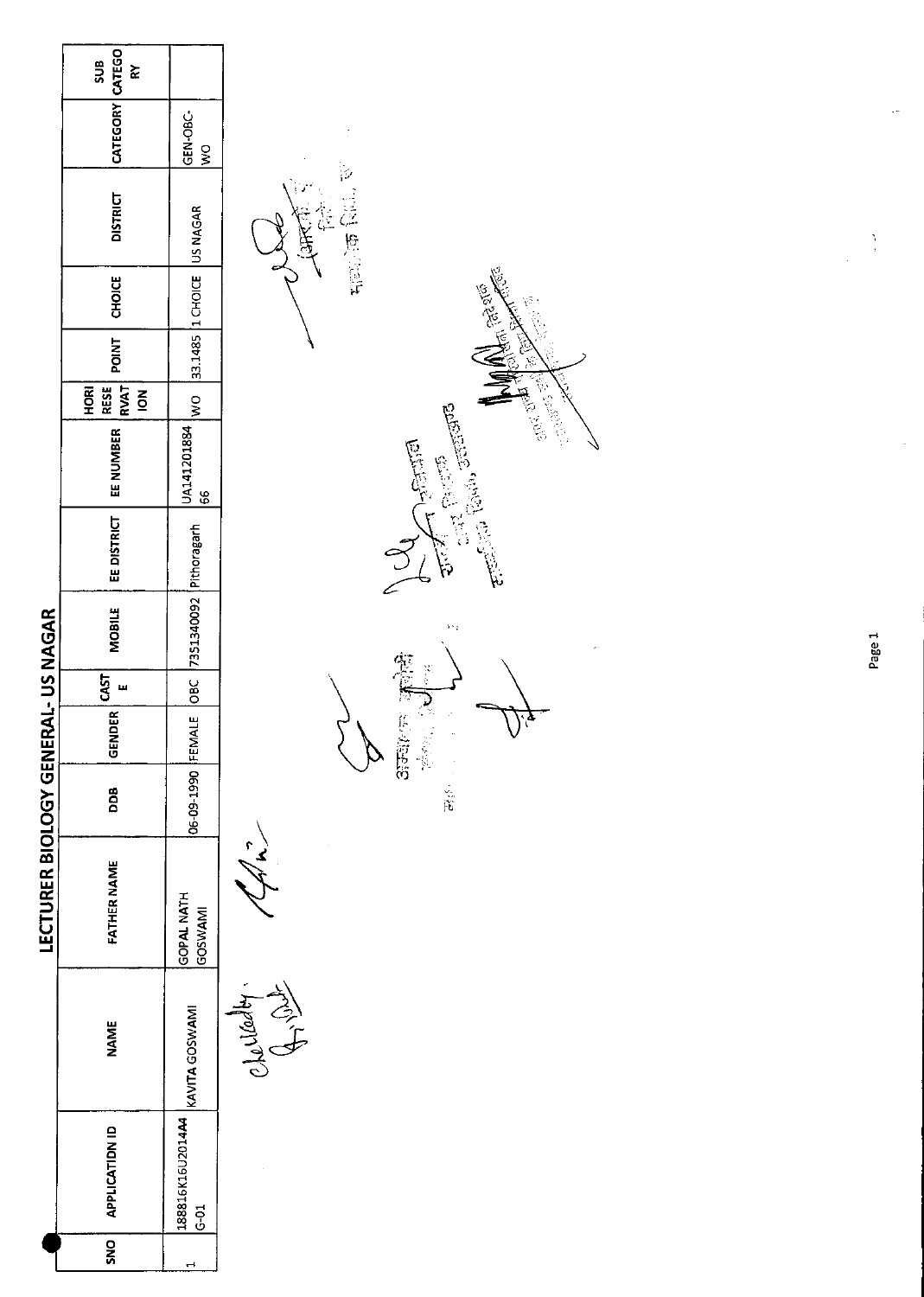# LECTURER BIOLOGY GENERAL- US NAGAR

| SNO | APPLICATION ID | NAME | FATHER NAME | DOB | GENDER | CASTE | MOBILE | EE DISTRICT | EE NUMBER | HORI RESERVATION | POINT | CHOICE | DISTRICT | CATEGORY | SUB CATEGORY |
|---|---|---|---|---|---|---|---|---|---|---|---|---|---|---|---|
| 1 | 188816K16U2014A4G-01 | KAVITA GOSWAMI | GOPAL NATH GOSWAMI | 06-09-1990 | FEMALE | OBC | 7351340092 | Pithoragarh | UA14120188466 | WO | 33.1485 | 1 CHOICE | US NAGAR | GEN-OBC-WO | |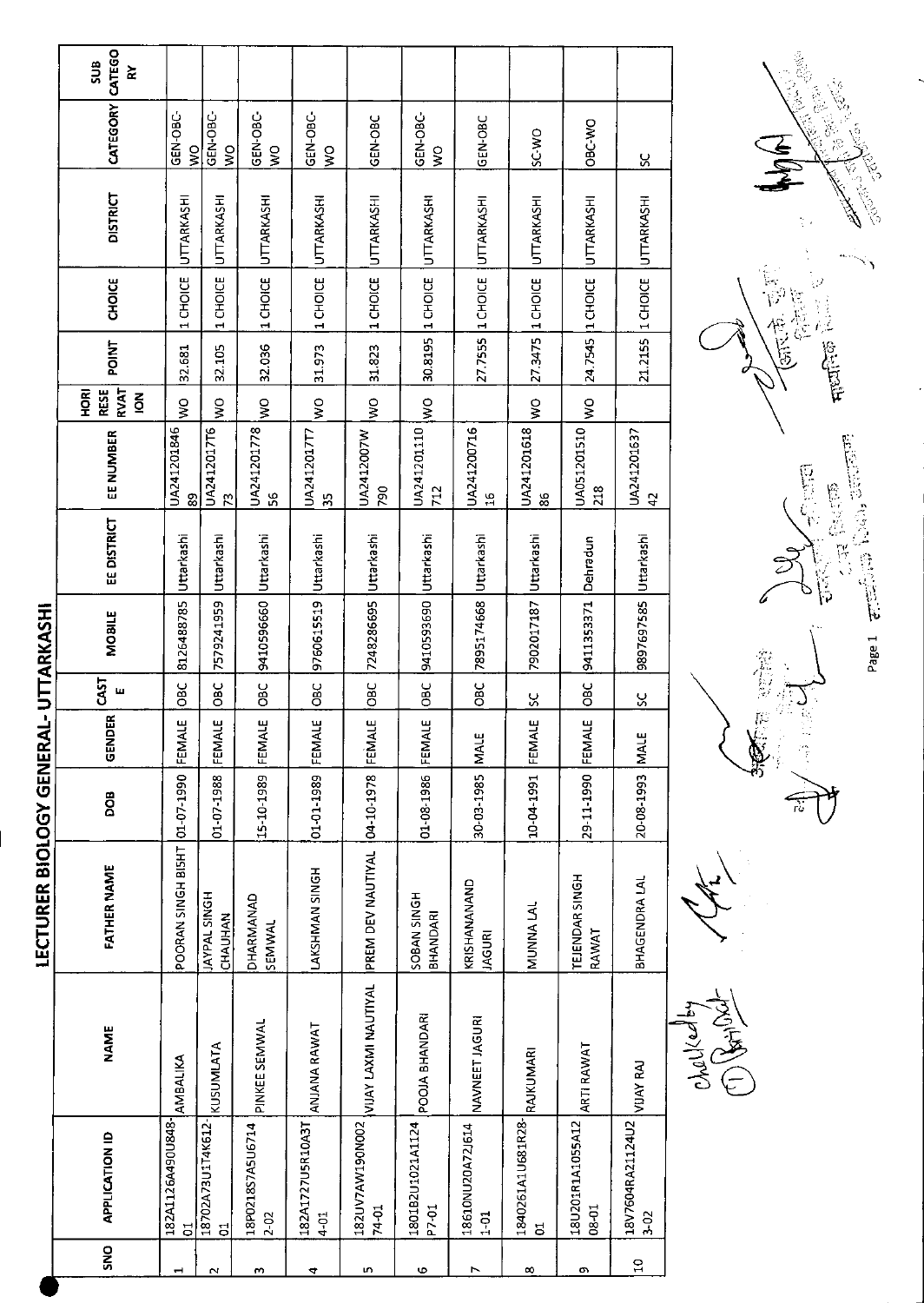# LECTURER BIOLOGY GENERAL- UTTARKASHI

| SNO | APPLICATION ID | NAME | FATHER NAME | DOB | GENDER | CASTE | MOBILE | EE DISTRICT | EE NUMBER | HORI RESERVATION | POINT | CHOICE | DISTRICT | CATEGORY | SUB CATEGORY |
|---|---|---|---|---|---|---|---|---|---|---|---|---|---|---|---|
| 1 | 182A1126A490U848-01 | AMBALIKA | POORAN SINGH BISHT | 01-07-1990 | FEMALE | OBC | 8126488785 | Uttarkashi | UA24120184689 | WO | 32.681 | 1 CHOICE | UTTARKASHI | GEN-OBC-WO | |
| 2 | 18702A73U1T4K612-01 | KUSUMLATA | JAYPAL SINGH CHAUHAN | 01-07-1988 | FEMALE | OBC | 7579241959 | Uttarkashi | UA2412017T673 | WO | 32.105 | 1 CHOICE | UTTARKASHI | GEN-OBC-WO | |
| 3 | 18P0218S7A5U6714 2-02 | PINKEE SEMWAL | DHARMANAD SEMWAL | 15-10-1989 | FEMALE | OBC | 9410596660 | Uttarkashi | UA24120177856 | WO | 32.036 | 1 CHOICE | UTTARKASHI | GEN-OBC-WO | |
| 4 | 182A1727U5R10A3T 4-01 | ANJANA RAWAT | LAKSHMAN SINGH | 01-01-1989 | FEMALE | OBC | 9760615519 | Uttarkashi | UA2412017T735 | WO | 31.973 | 1 CHOICE | UTTARKASHI | GEN-OBC-WO | |
| 5 | 182UV7AW190N002 74-01 | VIJAY LAXMI NAUTIYAL | PREM DEV NAUTIYAL | 04-10-1978 | FEMALE | OBC | 7248286695 | Uttarkashi | UA2412007W790 | WO | 31.823 | 1 CHOICE | UTTARKASHI | GEN-OBC | |
| 6 | 1801B2U1021A1124 P7-01 | POOJA BHANDARI | SOBAN SINGH BHANDARI | 01-08-1986 | FEMALE | OBC | 9410593690 | Uttarkashi | UA241201110712 | WO | 30.8195 | 1 CHOICE | UTTARKASHI | GEN-OBC-WO | |
| 7 | 18610NU20A72J614 1-01 | NAVNEET JAGURI | KRISHANANAND JAGURI | 30-03-1985 | MALE | OBC | 7895174668 | Uttarkashi | UA24120071616 | | 27.7555 | 1 CHOICE | UTTARKASHI | GEN-OBC | |
| 8 | 1840261A1U681R28-01 | RAJKUMARI | MUNNA LAL | 10-04-1991 | FEMALE | SC | 7902017187 | Uttarkashi | UA24120161886 | WO | 27.3475 | 1 CHOICE | UTTARKASHI | SC-WO | |
| 9 | 18U201R1A1055A12 08-01 | ARTI RAWAT | TEJENDAR SINGH RAWAT | 29-11-1990 | FEMALE | OBC | 9411353371 | Dehradun | UA051201510218 | WO | 24.7545 | 1 CHOICE | UTTARKASHI | OBC-WO | |
| 10 | 18V7604RA21124U2 3-02 | VIJAY RAJ | BHAGENDRA LAL | 20-08-1993 | MALE | SC | 9897697585 | Uttarkashi | UA24120163742 | | 21.2155 | 1 CHOICE | UTTARKASHI | SC | |

checked by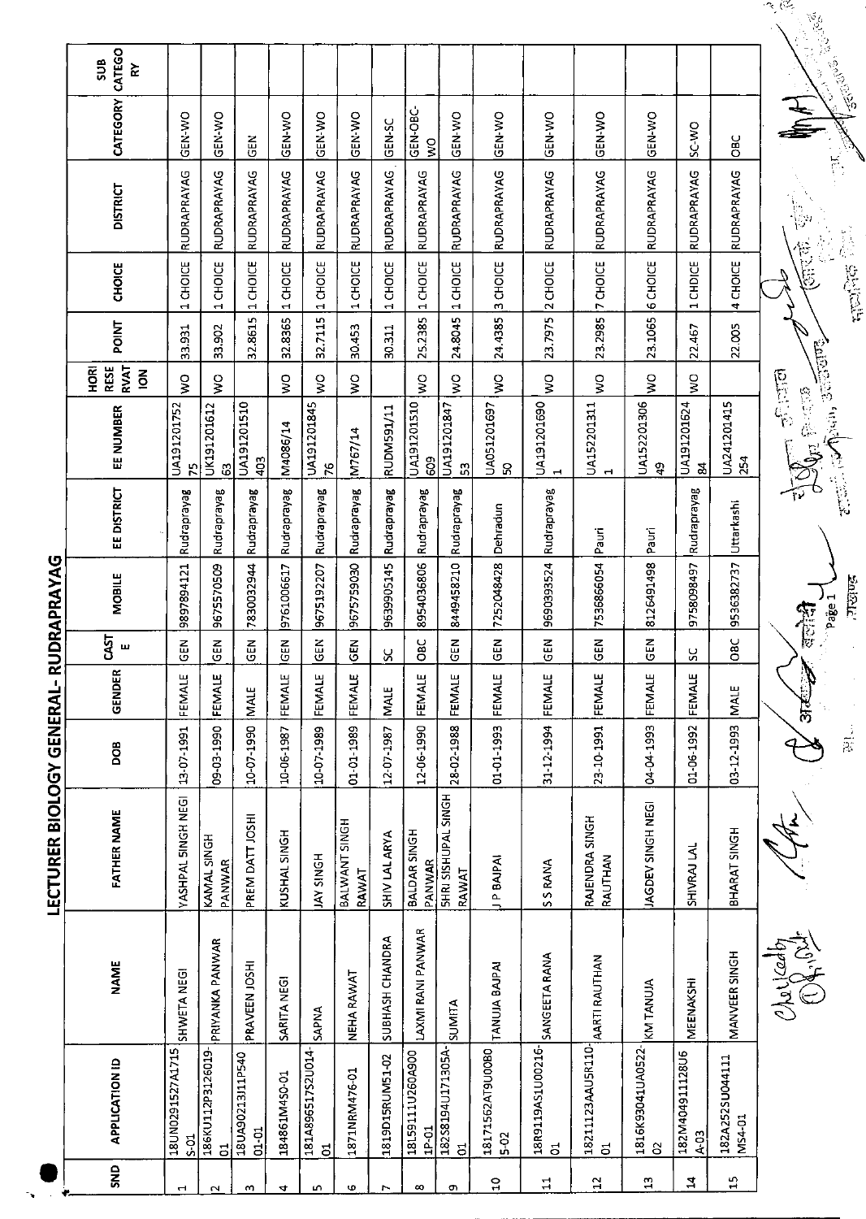# LECTURER BIOLOGY GENERAL- RUDRAPRAYAG

| SND | APPLICATION ID | NAME | FATHER NAME | DOB | GENDER | CASTE | MOBILE | EE DISTRICT | EE NUMBER | HORIRESERVATION | POINT | CHOICE | DISTRICT | CATEGORY | SUB CATEGORY |
|---|---|---|---|---|---|---|---|---|---|---|---|---|---|---|---|
| 1 | 18UN0291527A1715S-01 | SHWETA NEGI | YASHPAL SINGH NEGI | 13-07-1991 | FEMALE | GEN | 9897894121 | Rudraprayag | UA191201752 75 | WO | 33.931 | 1 CHOICE | RUDRAPRAYAG | GEN-WO | |
| 2 | 186KU112P3126019-01 | PRIYANKA PANWAR | KAMAL SINGH PANWAR | 09-03-1990 | FEMALE | GEN | 9675570509 | Rudraprayag | UK191201612 63 | WO | 33.902 | 1 CHOICE | RUDRAPRAYAG | GEN-WO | |
| 3 | 18UA9021311P540 01-01 | PRAVEEN JOSHI | PREM DATT JOSHI | 10-07-1990 | MALE | GEN | 7830032944 | Rudraprayag | UA191201510 403 | | 32.8615 | 1 CHOICE | RUDRAPRAYAG | GEN | |
| 4 | 184861M450-01 | SARITA NEGI | KUSHAL SINGH | 10-06-1987 | FEMALE | GEN | 9761006617 | Rudraprayag | M4086/14 | WO | 32.8365 | 1 CHOICE | RUDRAPRAYAG | GEN-WO | |
| 5 | 181A896517S2U014-01 | SAPNA | JAY SINGH | 10-07-1989 | FEMALE | GEN | 9675192207 | Rudraprayag | UA191201845 76 | WO | 32.7115 | 1 CHOICE | RUDRAPRAYAG | GEN-WO | |
| 6 | 1871NRM476-01 | NEHA RAWAT | BALWANT SINGH RAWAT | 01-01-1989 | FEMALE | GEN | 9675759030 | Rudraprayag | M767/14 | WO | 30.453 | 1 CHOICE | RUDRAPRAYAG | GEN-WO | |
| 7 | 1819D15RUM51-02 | SUBHASH CHANDRA | SHIV LAL ARYA | 12-07-1987 | MALE | SC | 9639905145 | Rudraprayag | RUDM591/11 | | 30.311 | 1 CHOICE | RUDRAPRAYAG | GEN-SC | |
| 8 | 181S9111U260A900 1P-01 | LAXMI RANI PANWAR | BALDAR SINGH PANWAR | 12-06-1990 | FEMALE | OBC | 8954036806 | Rudraprayag | UA191201510 609 | WO | 25.2385 | 1 CHOICE | RUDRAPRAYAG | GEN-OBC-WO | |
| 9 | 182S8194U171305A-01 | SUMITA | SHRI SISHUPAL SINGH RAWAT | 28-02-1988 | FEMALE | GEN | 8449458210 | Rudraprayag | UA191201847 53 | WO | 24.8045 | 1 CHOICE | RUDRAPRAYAG | GEN-WO | |
| 10 | 18171562AT9U00B0 5-02 | TANUJA BAJPAI | J P BAJPAI | 01-01-1993 | FEMALE | GEN | 7252048428 | Dehradun | UA051201697 50 | WO | 24.4385 | 3 CHOICE | RUDRAPRAYAG | GEN-WO | |
| 11 | 18R9119AS1U00216-01 | SANGEETA RANA | S S RANA | 31-12-1994 | FEMALE | GEN | 9690393524 | Rudraprayag | UA191201690 1 | WO | 23.7975 | 2 CHOICE | RUDRAPRAYAG | GEN-WO | |
| 12 | 18211123AAU5R110-01 | AARTI RAUTHAN | RAJENDRA SINGH RAUTHAN | 23-10-1991 | FEMALE | GEN | 7536866054 | Pauri | UA152201311 1 | WO | 23.2985 | 7 CHOICE | RUDRAPRAYAG | GEN-WO | |
| 13 | 1816K93041UA0522-02 | KM TANUJA | JAGDEV SINGH NEGI | 04-04-1993 | FEMALE | GEN | 8126491498 | Pauri | UA152201306 49 | WO | 23.1065 | 6 CHOICE | RUDRAPRAYAG | GEN-WO | |
| 14 | 182M40491112BU6 A-03 | MEENAKSHI | SHIVRAJ LAL | 01-06-1992 | FEMALE | SC | 9758098497 | Rudraprayag | UA191201624 84 | WO | 22.467 | 1 CHOICE | RUDRAPRAYAG | SC-WO | |
| 15 | 182A252SU04111 MS4-01 | MANVEER SINGH | BHARAT SINGH | 03-12-1993 | MALE | OBC | 9536382737 | Uttarkashi | UA241201415 254 | | 22.005 | 4 CHOICE | RUDRAPRAYAG | OBC | |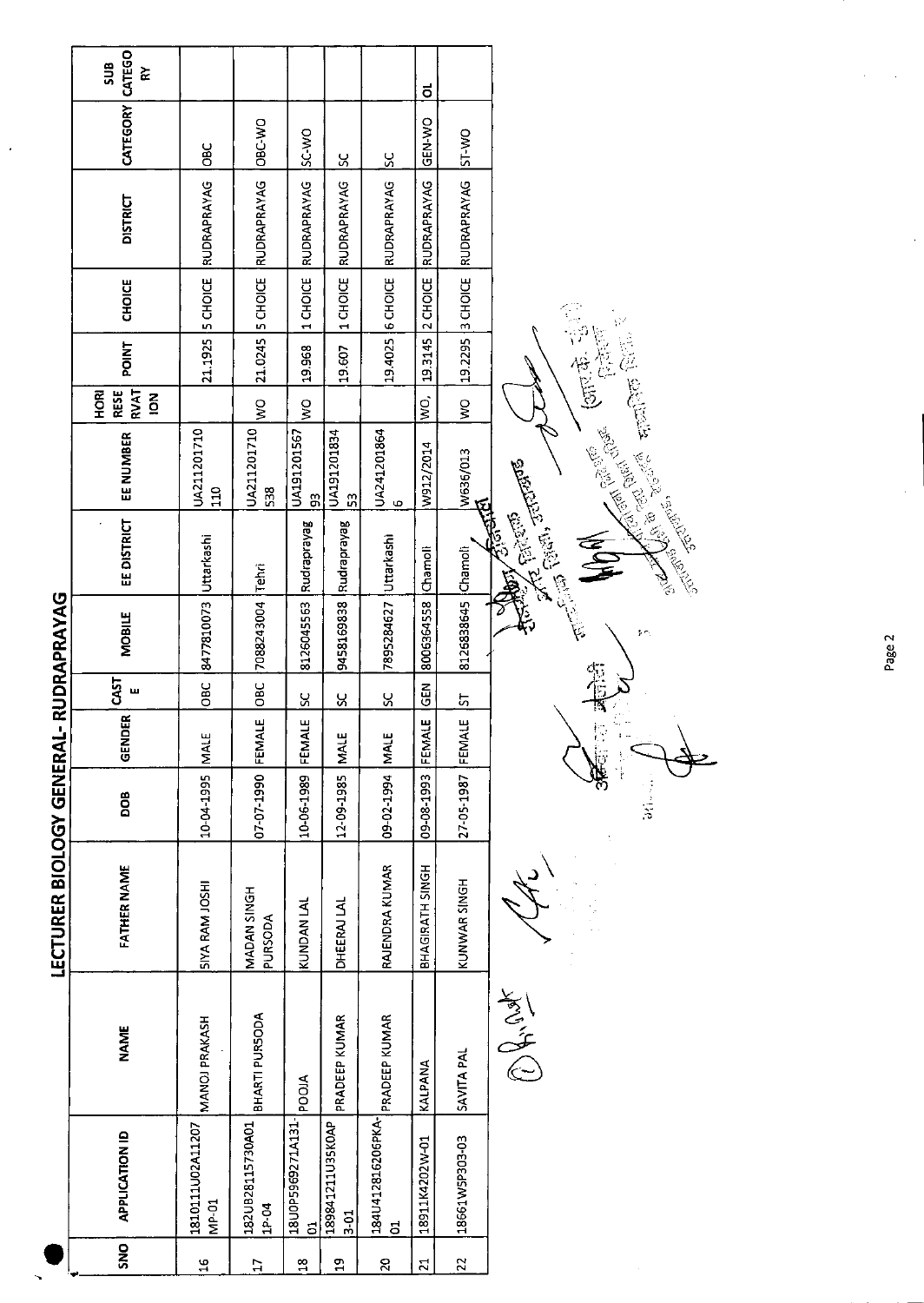# LECTURER BIOLOGY GENERAL- RUDRAPRAYAG

| SNO | APPLICATION ID | NAME | FATHER NAME | DOB | GENDER | CASTE | MOBILE | EE DISTRICT | EE NUMBER | HORI RESERVATION | POINT | CHOICE | DISTRICT | CATEGORY | SUB CATEGORY |
|---|---|---|---|---|---|---|---|---|---|---|---|---|---|---|---|
| 16 | 181011U02A11207MP-01 | MANOJ PRAKASH | SIYA RAM JOSHI | 10-04-1995 | MALE | OBC | 8477810073 | Uttarkashi | UA211201710110 | | 21.1925 | 5 CHOICE | RUDRAPRAYAG | OBC | |
| 17 | 182UB28115730A011P-04 | BHARTI PURSODA | MADAN SINGH PURSODA | 07-07-1990 | FEMALE | OBC | 7088243004 | Tehri | UA211201710538 | WO | 21.0245 | 5 CHOICE | RUDRAPRAYAG | OBC-WO | |
| 18 | 18U0P5969271A131-01 | POOJA | KUNDAN LAL | 10-06-1989 | FEMALE | SC | 8126045563 | Rudraprayag | UA19120156793 | WO | 19.968 | 1 CHOICE | RUDRAPRAYAG | SC-WO | |
| 19 | 189841211U35K0AP3-01 | PRADEEP KUMAR | DHEERAJ LAL | 12-09-1985 | MALE | SC | 9458169838 | Rudraprayag | UA19120183453 | | 19.607 | 1 CHOICE | RUDRAPRAYAG | SC | |
| 20 | 184U412816206PKA-01 | PRADEEP KUMAR | RAJENDRA KUMAR | 09-02-1994 | MALE | SC | 7895284627 | Uttarkashi | UA2412018646 | | 19.4025 | 6 CHOICE | RUDRAPRAYAG | SC | |
| 21 | 18911K4202W-01 | KALPANA | BHAGIRATH SINGH | 09-08-1993 | FEMALE | GEN | 8006364558 | Chamoli | W912/2014 | WO, | 19.3145 | 2 CHOICE | RUDRAPRAYAG | GEN-WO | OL |
| 22 | 18661W5P303-03 | SAVITA PAL | KUNWAR SINGH | 27-05-1987 | FEMALE | ST | 8126838645 | Chamoli | W636/013 | WO | 19.2295 | 3 CHOICE | RUDRAPRAYAG | ST-WO | |